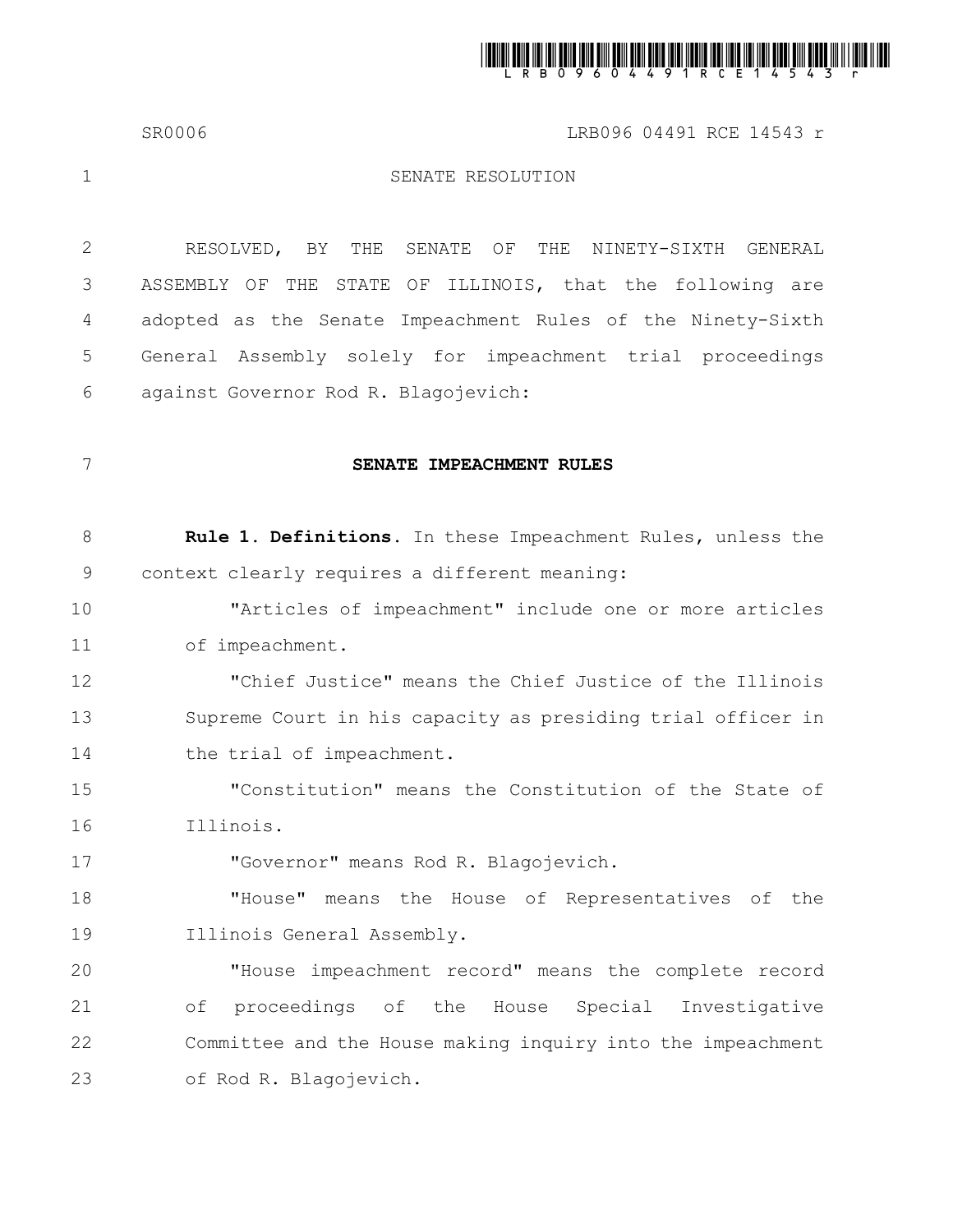SENATE RESOLUTION

RESOLVED, BY THE SENATE OF THE NINETY-SIXTH GENERAL ASSEMBLY OF THE STATE OF ILLINOIS, that the following are adopted as the Senate Impeachment Rules of the Ninety-Sixth General Assembly solely for impeachment trial proceedings against Governor Rod R. Blagojevich:

## SENATE IMPEACHMENT RULES

**Rule 1. Definitions.** In these Impeachment Rules, unless the context clearly requires a different meaning:

"Articles of impeachment" include one or more articles of impeachment.

"Chief Justice" means the Chief Justice of the Illinois Supreme Court in his capacity as presiding trial officer in the trial of impeachment.

"Constitution" means the Constitution of the State of Illinois.

"Governor" means Rod R. Blagojevich.

"House" means the House of Representatives of the Illinois General Assembly.

"House impeachment record" means the complete record of proceedings of the House Special Investigative Committee and the House making inquiry into the impeachment of Rod R. Blagojevich.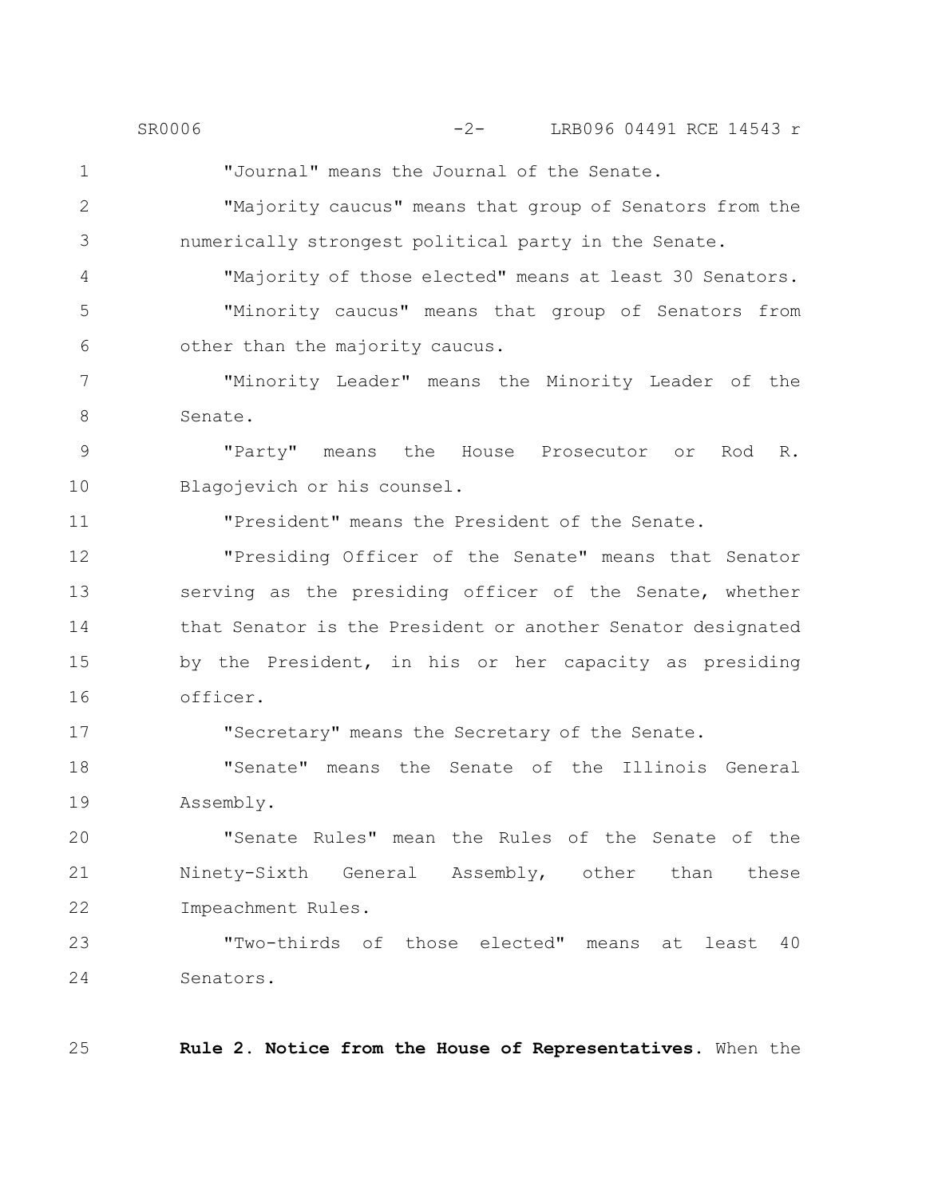"Journal" means the Journal of the Senate.

"Majority caucus" means that group of Senators from the numerically strongest political party in the Senate.

"Majority of those elected" means at least 30 Senators.

"Minority caucus" means that group of Senators from other than the majority caucus.

"Minority Leader" means the Minority Leader of the Senate.

"Party" means the House Prosecutor or Rod R. Blagojevich or his counsel.

"President" means the President of the Senate.

"Presiding Officer of the Senate" means that Senator serving as the presiding officer of the Senate, whether that Senator is the President or another Senator designated by the President, in his or her capacity as presiding officer.

"Secretary" means the Secretary of the Senate.

"Senate" means the Senate of the Illinois General Assembly.

"Senate Rules" mean the Rules of the Senate of the Ninety-Sixth General Assembly, other than these Impeachment Rules.

"Two-thirds of those elected" means at least 40 Senators.

**Rule 2. Notice from the House of Representatives.** When the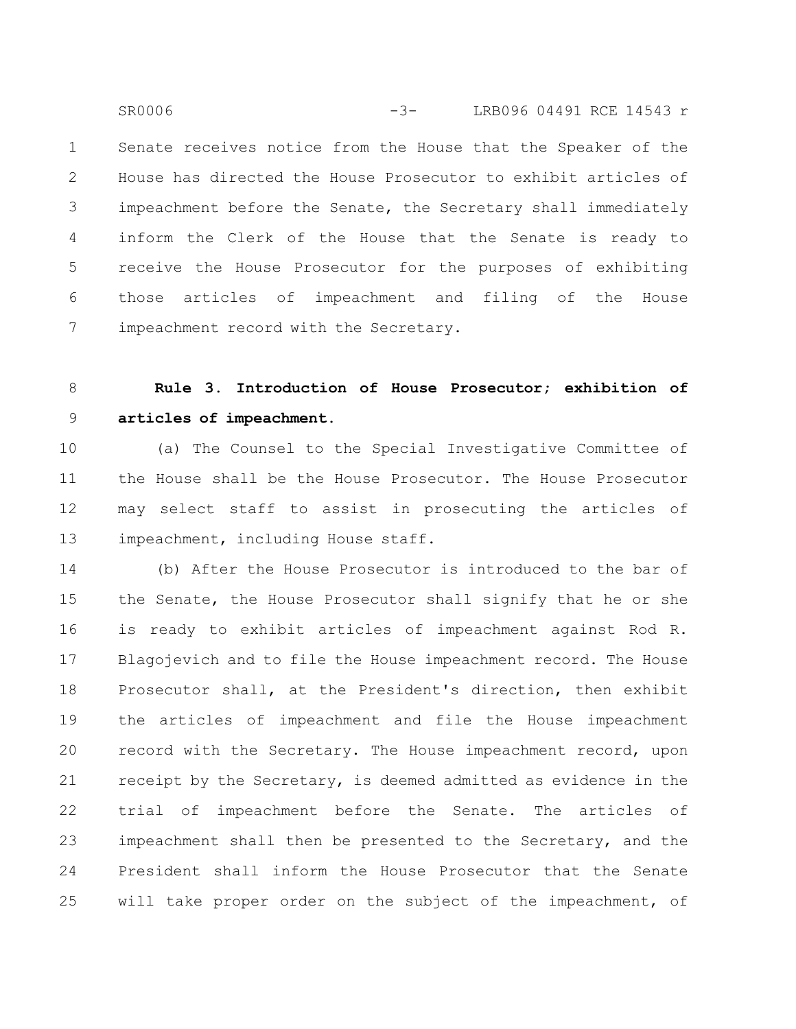Senate receives notice from the House that the Speaker of the House has directed the House Prosecutor to exhibit articles of impeachment before the Senate, the Secretary shall immediately inform the Clerk of the House that the Senate is ready to receive the House Prosecutor for the purposes of exhibiting those articles of impeachment and filing of the House impeachment record with the Secretary.

**Rule 3. Introduction of House Prosecutor; exhibition of articles of impeachment.**

(a) The Counsel to the Special Investigative Committee of the House shall be the House Prosecutor. The House Prosecutor may select staff to assist in prosecuting the articles of impeachment, including House staff.

(b) After the House Prosecutor is introduced to the bar of the Senate, the House Prosecutor shall signify that he or she is ready to exhibit articles of impeachment against Rod R. Blagojevich and to file the House impeachment record. The House Prosecutor shall, at the President's direction, then exhibit the articles of impeachment and file the House impeachment record with the Secretary. The House impeachment record, upon receipt by the Secretary, is deemed admitted as evidence in the trial of impeachment before the Senate. The articles of impeachment shall then be presented to the Secretary, and the President shall inform the House Prosecutor that the Senate will take proper order on the subject of the impeachment, of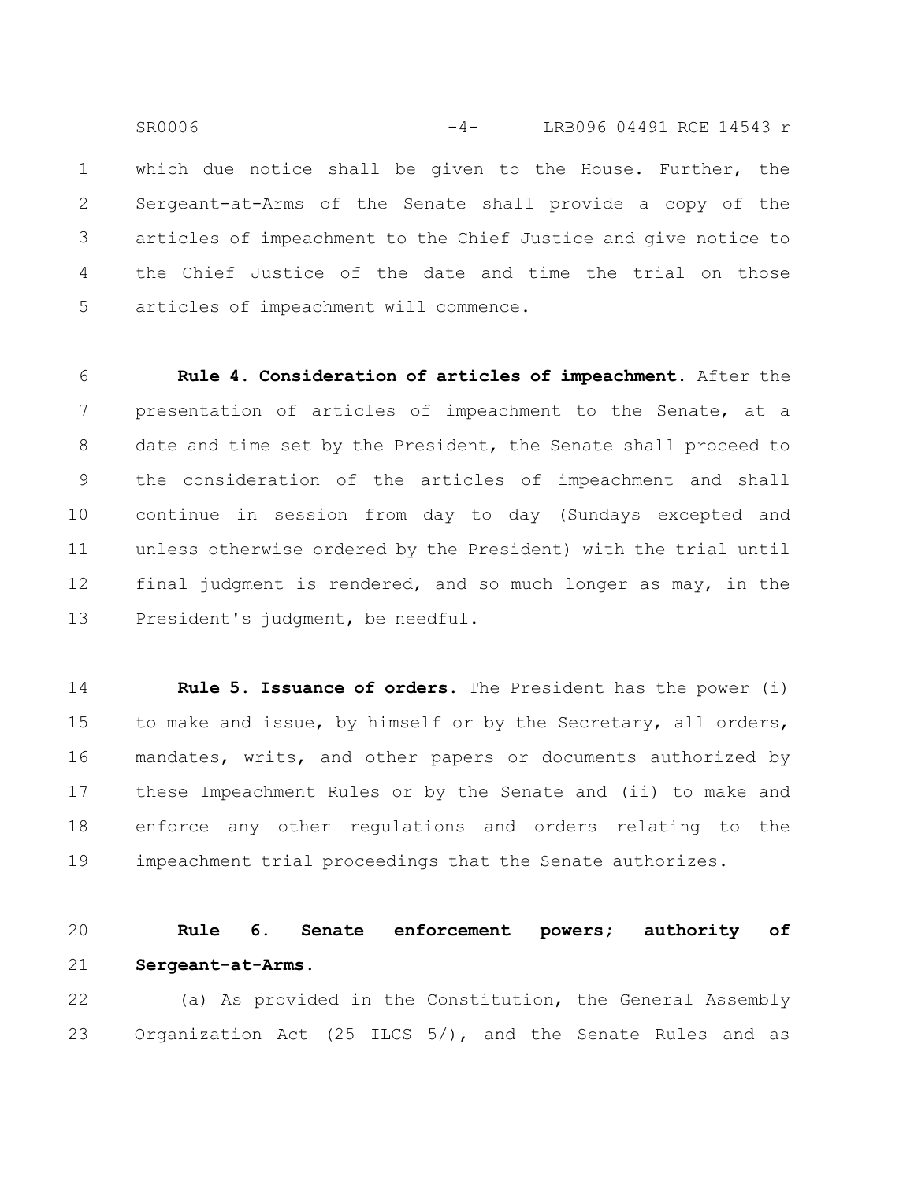which due notice shall be given to the House. Further, the Sergeant-at-Arms of the Senate shall provide a copy of the articles of impeachment to the Chief Justice and give notice to the Chief Justice of the date and time the trial on those articles of impeachment will commence.

**Rule 4. Consideration of articles of impeachment.** After the presentation of articles of impeachment to the Senate, at a date and time set by the President, the Senate shall proceed to the consideration of the articles of impeachment and shall continue in session from day to day (Sundays excepted and unless otherwise ordered by the President) with the trial until final judgment is rendered, and so much longer as may, in the President's judgment, be needful.

**Rule 5. Issuance of orders.** The President has the power (i) to make and issue, by himself or by the Secretary, all orders, mandates, writs, and other papers or documents authorized by these Impeachment Rules or by the Senate and (ii) to make and enforce any other regulations and orders relating to the impeachment trial proceedings that the Senate authorizes.

**Rule 6. Senate enforcement powers; authority of Sergeant-at-Arms.**

(a) As provided in the Constitution, the General Assembly Organization Act (25 ILCS 5/), and the Senate Rules and as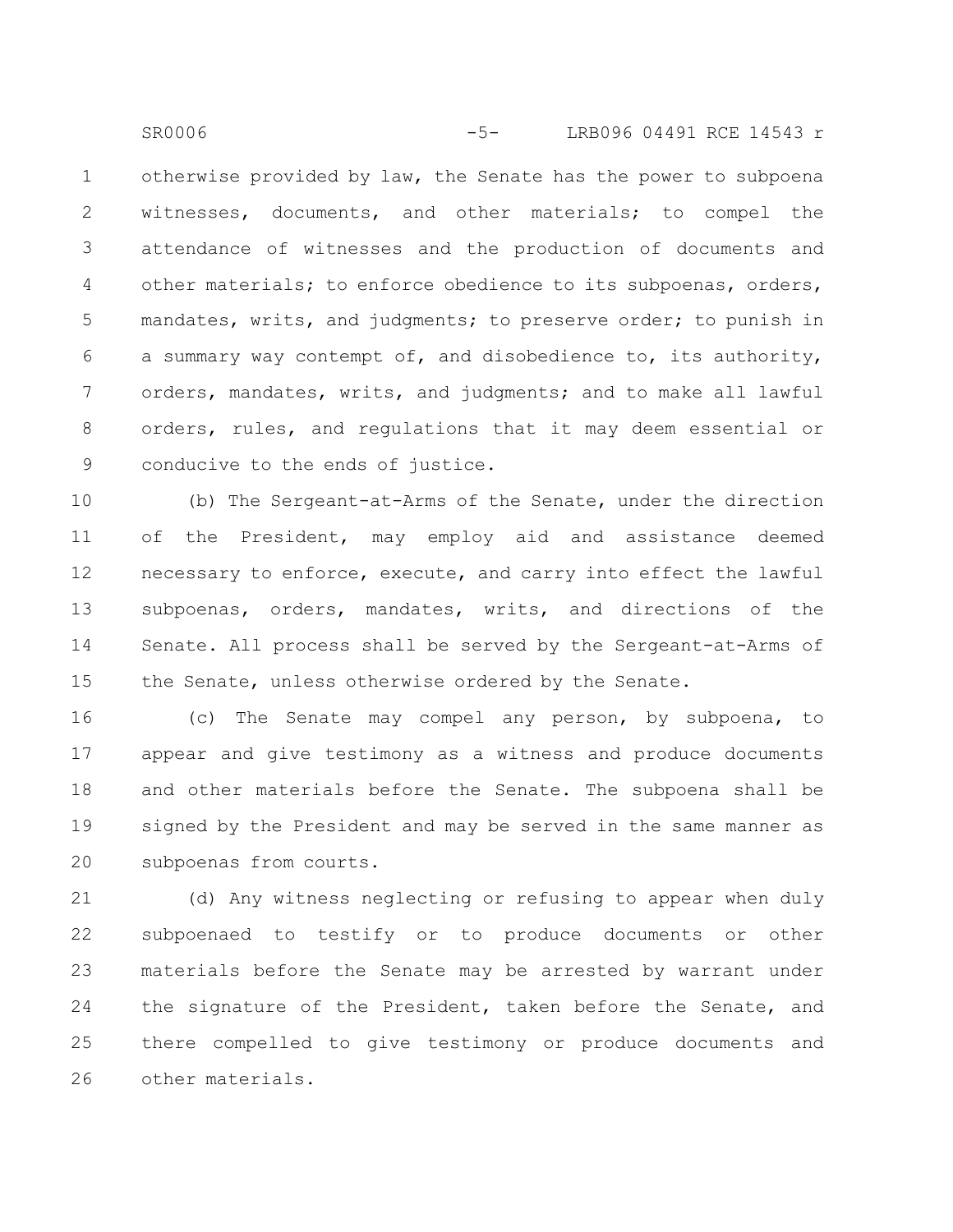otherwise provided by law, the Senate has the power to subpoena witnesses, documents, and other materials; to compel the attendance of witnesses and the production of documents and other materials; to enforce obedience to its subpoenas, orders, mandates, writs, and judgments; to preserve order; to punish in a summary way contempt of, and disobedience to, its authority, orders, mandates, writs, and judgments; and to make all lawful orders, rules, and regulations that it may deem essential or conducive to the ends of justice.

(b) The Sergeant-at-Arms of the Senate, under the direction of the President, may employ aid and assistance deemed necessary to enforce, execute, and carry into effect the lawful subpoenas, orders, mandates, writs, and directions of the Senate. All process shall be served by the Sergeant-at-Arms of the Senate, unless otherwise ordered by the Senate.

(c) The Senate may compel any person, by subpoena, to appear and give testimony as a witness and produce documents and other materials before the Senate. The subpoena shall be signed by the President and may be served in the same manner as subpoenas from courts.

(d) Any witness neglecting or refusing to appear when duly subpoenaed to testify or to produce documents or other materials before the Senate may be arrested by warrant under the signature of the President, taken before the Senate, and there compelled to give testimony or produce documents and other materials.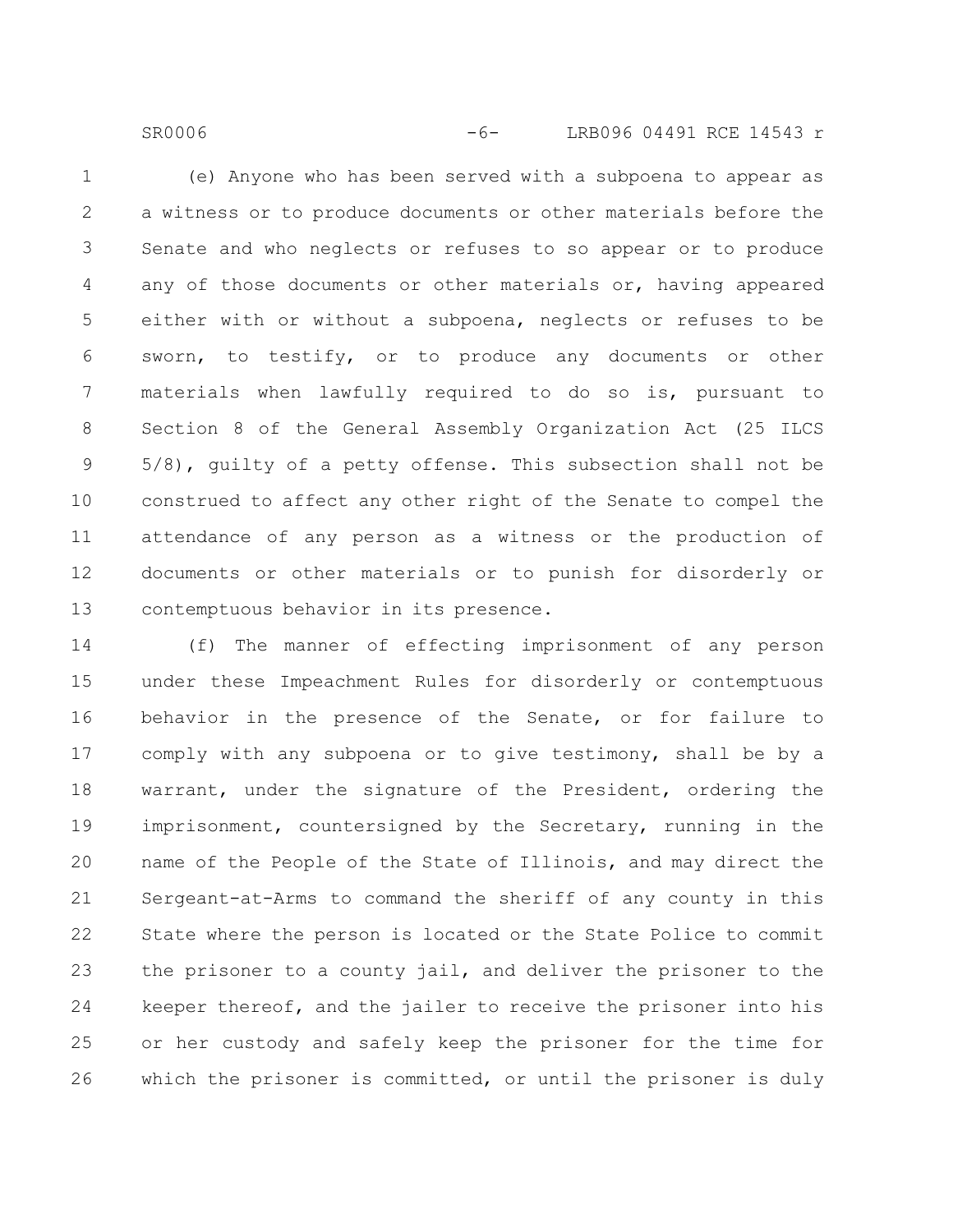(e) Anyone who has been served with a subpoena to appear as a witness or to produce documents or other materials before the Senate and who neglects or refuses to so appear or to produce any of those documents or other materials or, having appeared either with or without a subpoena, neglects or refuses to be sworn, to testify, or to produce any documents or other materials when lawfully required to do so is, pursuant to Section 8 of the General Assembly Organization Act (25 ILCS 5/8), guilty of a petty offense. This subsection shall not be construed to affect any other right of the Senate to compel the attendance of any person as a witness or the production of documents or other materials or to punish for disorderly or contemptuous behavior in its presence.

(f) The manner of effecting imprisonment of any person under these Impeachment Rules for disorderly or contemptuous behavior in the presence of the Senate, or for failure to comply with any subpoena or to give testimony, shall be by a warrant, under the signature of the President, ordering the imprisonment, countersigned by the Secretary, running in the name of the People of the State of Illinois, and may direct the Sergeant-at-Arms to command the sheriff of any county in this State where the person is located or the State Police to commit the prisoner to a county jail, and deliver the prisoner to the keeper thereof, and the jailer to receive the prisoner into his or her custody and safely keep the prisoner for the time for which the prisoner is committed, or until the prisoner is duly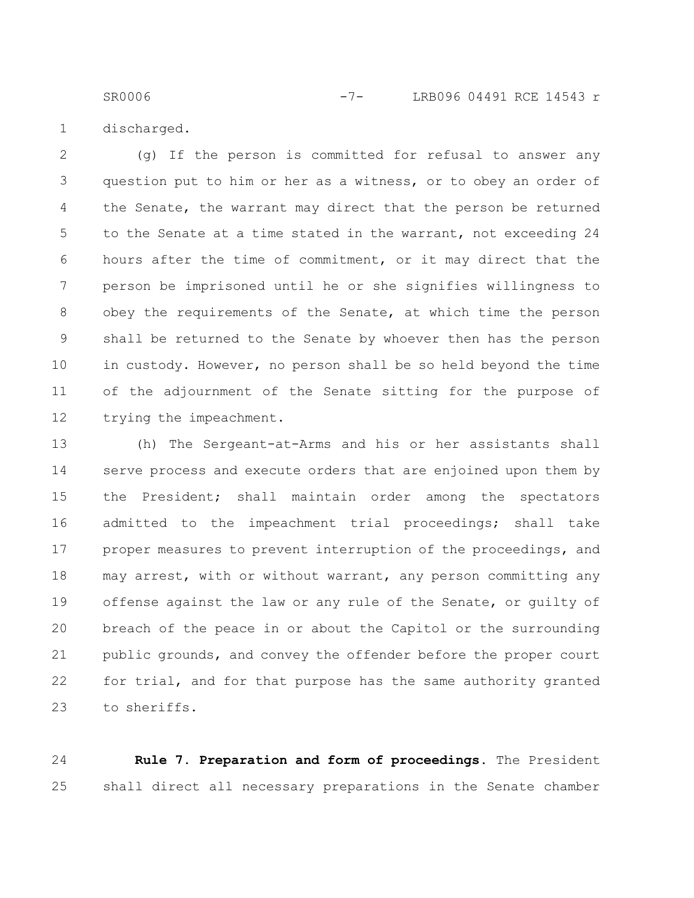discharged.

(g) If the person is committed for refusal to answer any question put to him or her as a witness, or to obey an order of the Senate, the warrant may direct that the person be returned to the Senate at a time stated in the warrant, not exceeding 24 hours after the time of commitment, or it may direct that the person be imprisoned until he or she signifies willingness to obey the requirements of the Senate, at which time the person shall be returned to the Senate by whoever then has the person in custody. However, no person shall be so held beyond the time of the adjournment of the Senate sitting for the purpose of trying the impeachment.

(h) The Sergeant-at-Arms and his or her assistants shall serve process and execute orders that are enjoined upon them by the President; shall maintain order among the spectators admitted to the impeachment trial proceedings; shall take proper measures to prevent interruption of the proceedings, and may arrest, with or without warrant, any person committing any offense against the law or any rule of the Senate, or guilty of breach of the peace in or about the Capitol or the surrounding public grounds, and convey the offender before the proper court for trial, and for that purpose has the same authority granted to sheriffs.

**Rule 7. Preparation and form of proceedings.** The President shall direct all necessary preparations in the Senate chamber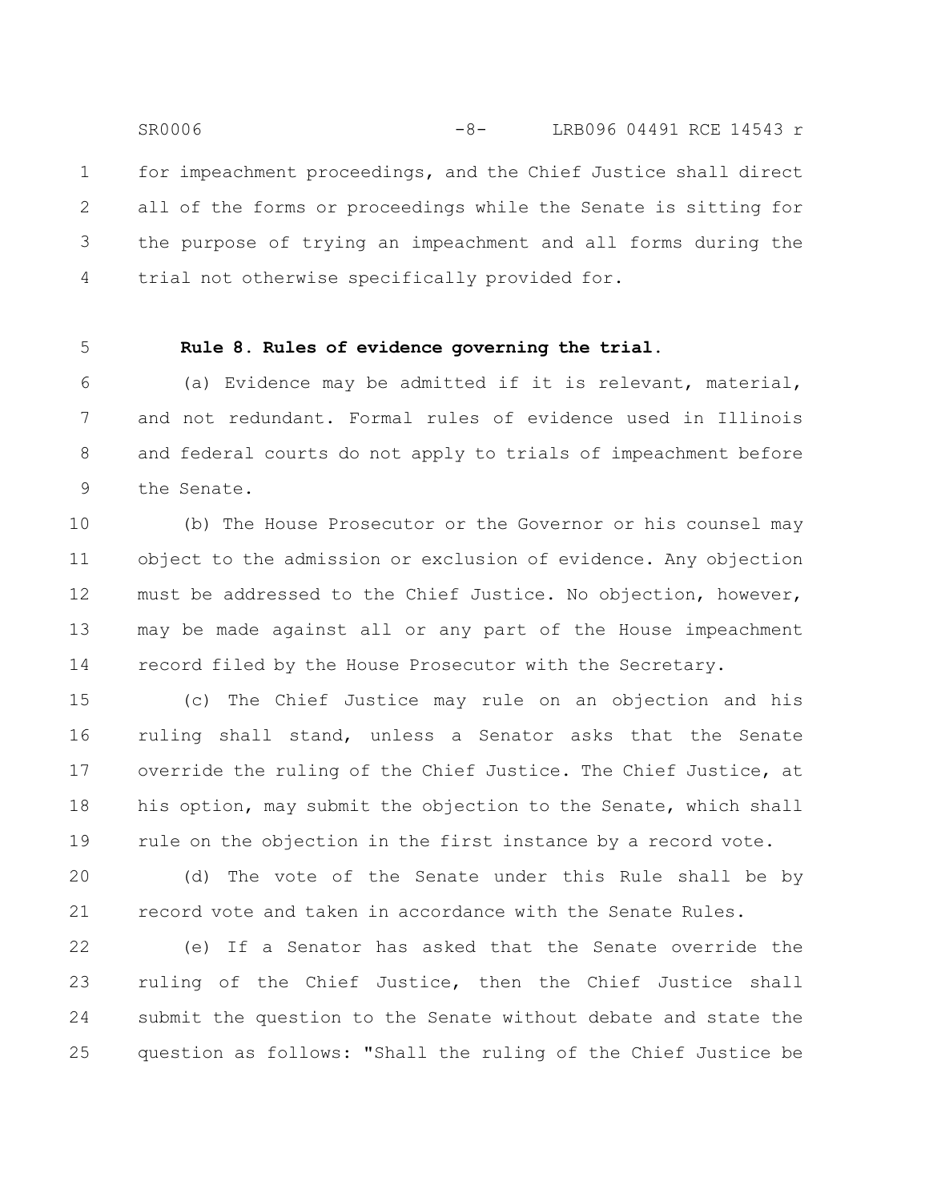for impeachment proceedings, and the Chief Justice shall direct all of the forms or proceedings while the Senate is sitting for the purpose of trying an impeachment and all forms during the trial not otherwise specifically provided for.

**Rule 8. Rules of evidence governing the trial.**

(a) Evidence may be admitted if it is relevant, material, and not redundant. Formal rules of evidence used in Illinois and federal courts do not apply to trials of impeachment before the Senate.

(b) The House Prosecutor or the Governor or his counsel may object to the admission or exclusion of evidence. Any objection must be addressed to the Chief Justice. No objection, however, may be made against all or any part of the House impeachment record filed by the House Prosecutor with the Secretary.

(c) The Chief Justice may rule on an objection and his ruling shall stand, unless a Senator asks that the Senate override the ruling of the Chief Justice. The Chief Justice, at his option, may submit the objection to the Senate, which shall rule on the objection in the first instance by a record vote.

(d) The vote of the Senate under this Rule shall be by record vote and taken in accordance with the Senate Rules.

(e) If a Senator has asked that the Senate override the ruling of the Chief Justice, then the Chief Justice shall submit the question to the Senate without debate and state the question as follows: "Shall the ruling of the Chief Justice be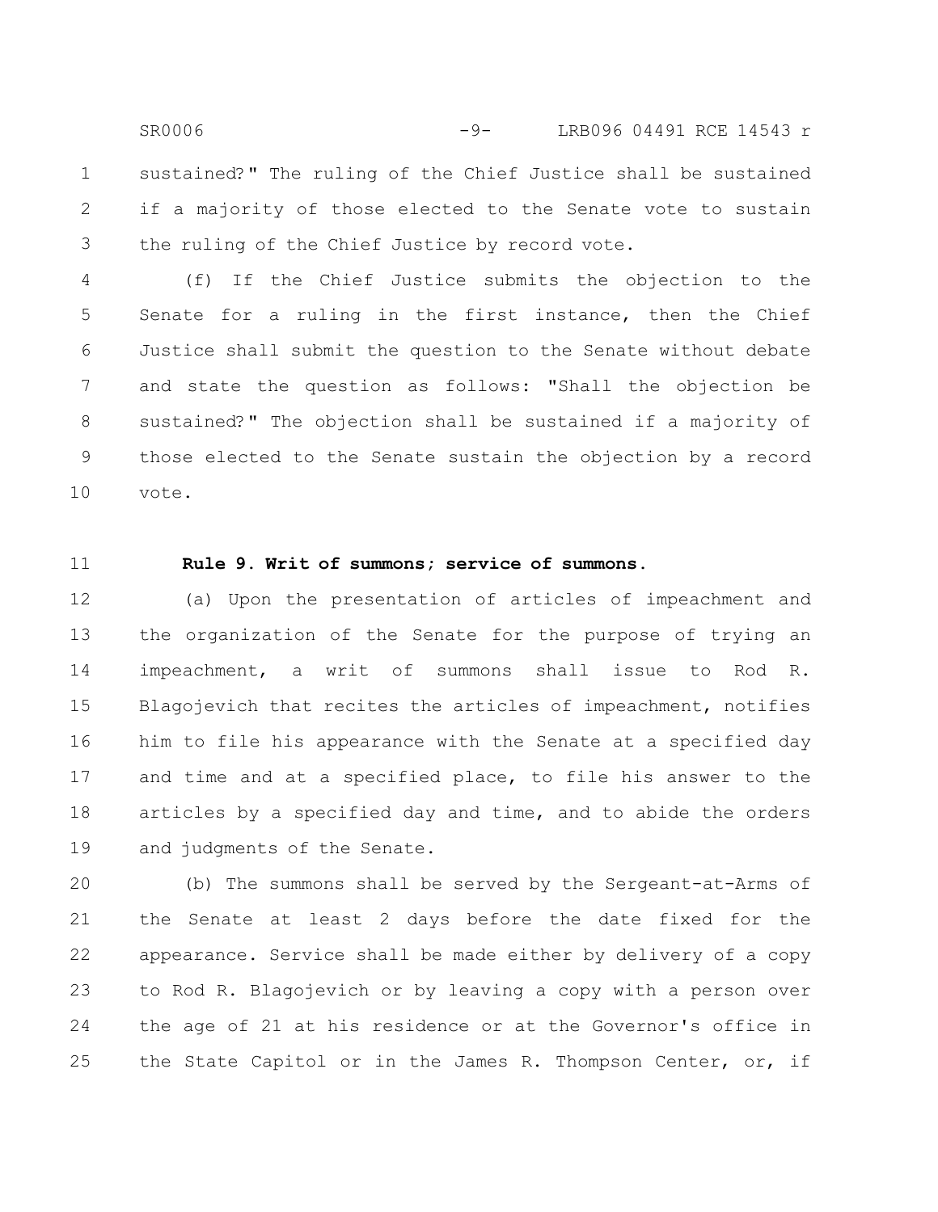sustained?" The ruling of the Chief Justice shall be sustained if a majority of those elected to the Senate vote to sustain the ruling of the Chief Justice by record vote.

(f) If the Chief Justice submits the objection to the Senate for a ruling in the first instance, then the Chief Justice shall submit the question to the Senate without debate and state the question as follows: "Shall the objection be sustained?" The objection shall be sustained if a majority of those elected to the Senate sustain the objection by a record vote.

**Rule 9. Writ of summons; service of summons.**

(a) Upon the presentation of articles of impeachment and the organization of the Senate for the purpose of trying an impeachment, a writ of summons shall issue to Rod R. Blagojevich that recites the articles of impeachment, notifies him to file his appearance with the Senate at a specified day and time and at a specified place, to file his answer to the articles by a specified day and time, and to abide the orders and judgments of the Senate.

(b) The summons shall be served by the Sergeant-at-Arms of the Senate at least 2 days before the date fixed for the appearance. Service shall be made either by delivery of a copy to Rod R. Blagojevich or by leaving a copy with a person over the age of 21 at his residence or at the Governor's office in the State Capitol or in the James R. Thompson Center, or, if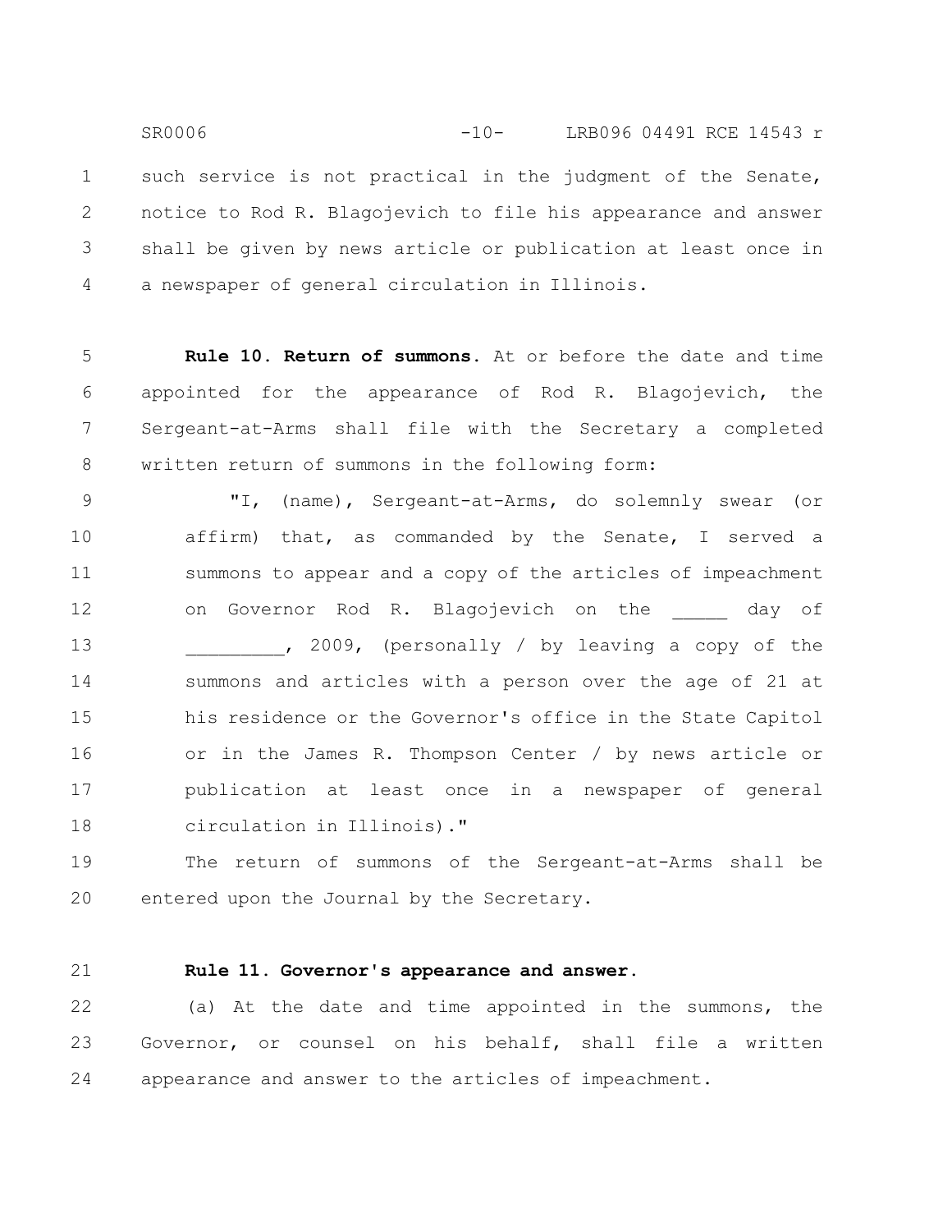such service is not practical in the judgment of the Senate, notice to Rod R. Blagojevich to file his appearance and answer shall be given by news article or publication at least once in a newspaper of general circulation in Illinois.

**Rule 10. Return of summons.** At or before the date and time appointed for the appearance of Rod R. Blagojevich, the Sergeant-at-Arms shall file with the Secretary a completed written return of summons in the following form:

> "I, (name), Sergeant-at-Arms, do solemnly swear (or affirm) that, as commanded by the Senate, I served a summons to appear and a copy of the articles of impeachment on Governor Rod R. Blagojevich on the _____ day of _________, 2009, (personally / by leaving a copy of the summons and articles with a person over the age of 21 at his residence or the Governor's office in the State Capitol or in the James R. Thompson Center / by news article or publication at least once in a newspaper of general circulation in Illinois)."

The return of summons of the Sergeant-at-Arms shall be entered upon the Journal by the Secretary.

**Rule 11. Governor's appearance and answer.**

(a) At the date and time appointed in the summons, the Governor, or counsel on his behalf, shall file a written appearance and answer to the articles of impeachment.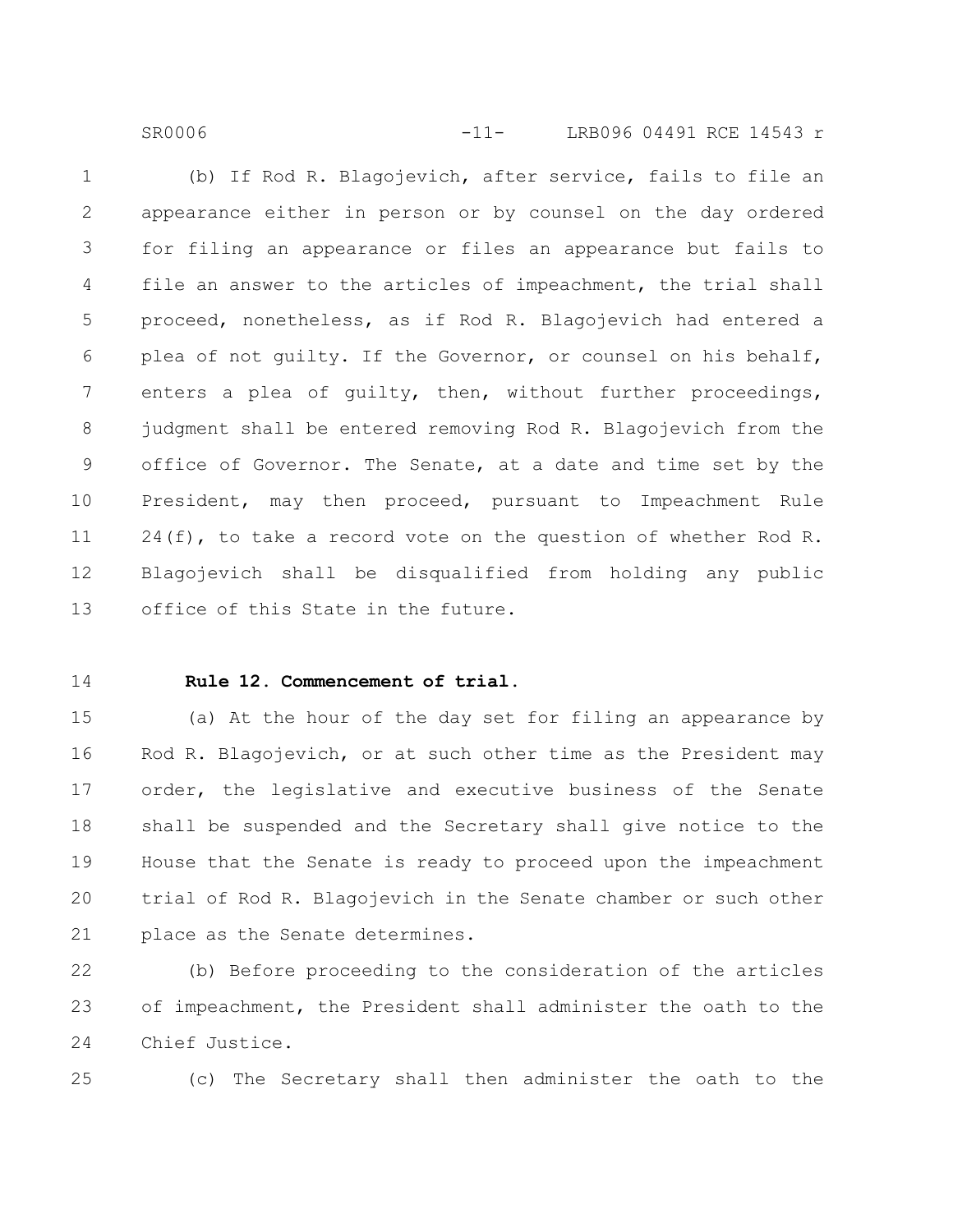(b) If Rod R. Blagojevich, after service, fails to file an appearance either in person or by counsel on the day ordered for filing an appearance or files an appearance but fails to file an answer to the articles of impeachment, the trial shall proceed, nonetheless, as if Rod R. Blagojevich had entered a plea of not guilty. If the Governor, or counsel on his behalf, enters a plea of guilty, then, without further proceedings, judgment shall be entered removing Rod R. Blagojevich from the office of Governor. The Senate, at a date and time set by the President, may then proceed, pursuant to Impeachment Rule 24(f), to take a record vote on the question of whether Rod R. Blagojevich shall be disqualified from holding any public office of this State in the future.

**Rule 12. Commencement of trial.**

(a) At the hour of the day set for filing an appearance by Rod R. Blagojevich, or at such other time as the President may order, the legislative and executive business of the Senate shall be suspended and the Secretary shall give notice to the House that the Senate is ready to proceed upon the impeachment trial of Rod R. Blagojevich in the Senate chamber or such other place as the Senate determines.

(b) Before proceeding to the consideration of the articles of impeachment, the President shall administer the oath to the Chief Justice.

(c) The Secretary shall then administer the oath to the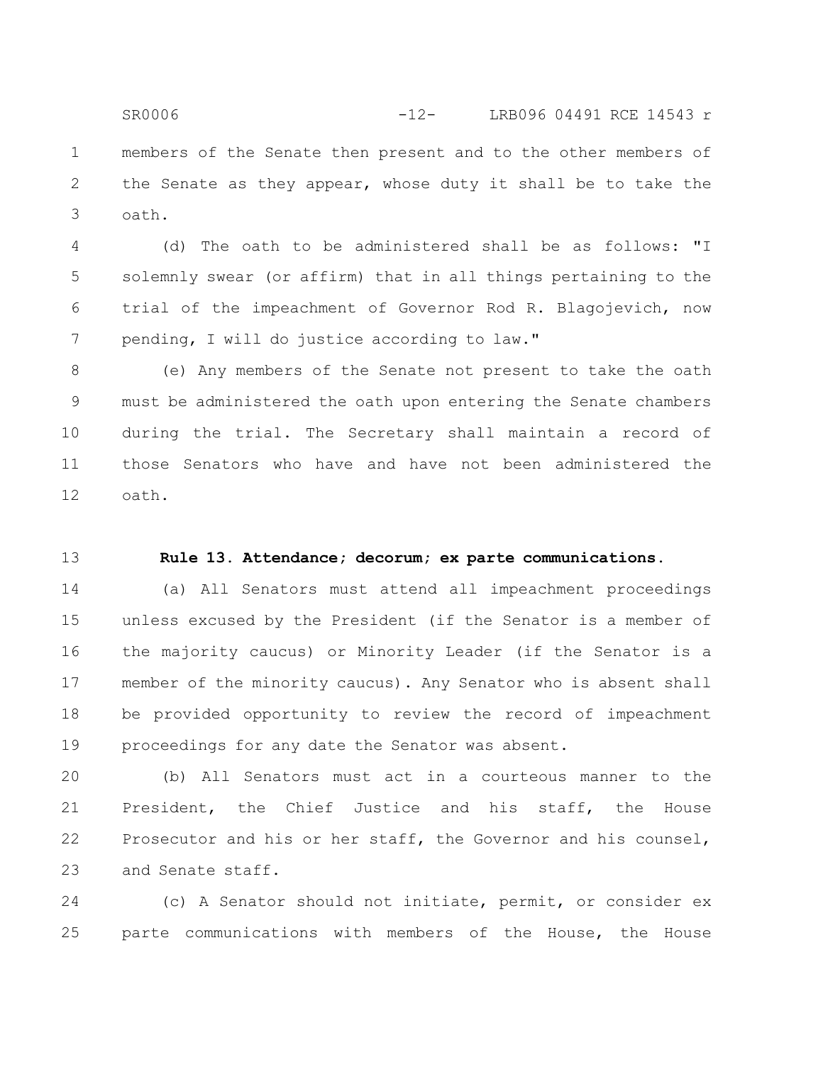members of the Senate then present and to the other members of the Senate as they appear, whose duty it shall be to take the oath.

(d) The oath to be administered shall be as follows: "I solemnly swear (or affirm) that in all things pertaining to the trial of the impeachment of Governor Rod R. Blagojevich, now pending, I will do justice according to law."

(e) Any members of the Senate not present to take the oath must be administered the oath upon entering the Senate chambers during the trial. The Secretary shall maintain a record of those Senators who have and have not been administered the oath.

**Rule 13. Attendance; decorum; ex parte communications.**

(a) All Senators must attend all impeachment proceedings unless excused by the President (if the Senator is a member of the majority caucus) or Minority Leader (if the Senator is a member of the minority caucus). Any Senator who is absent shall be provided opportunity to review the record of impeachment proceedings for any date the Senator was absent.

(b) All Senators must act in a courteous manner to the President, the Chief Justice and his staff, the House Prosecutor and his or her staff, the Governor and his counsel, and Senate staff.

(c) A Senator should not initiate, permit, or consider ex parte communications with members of the House, the House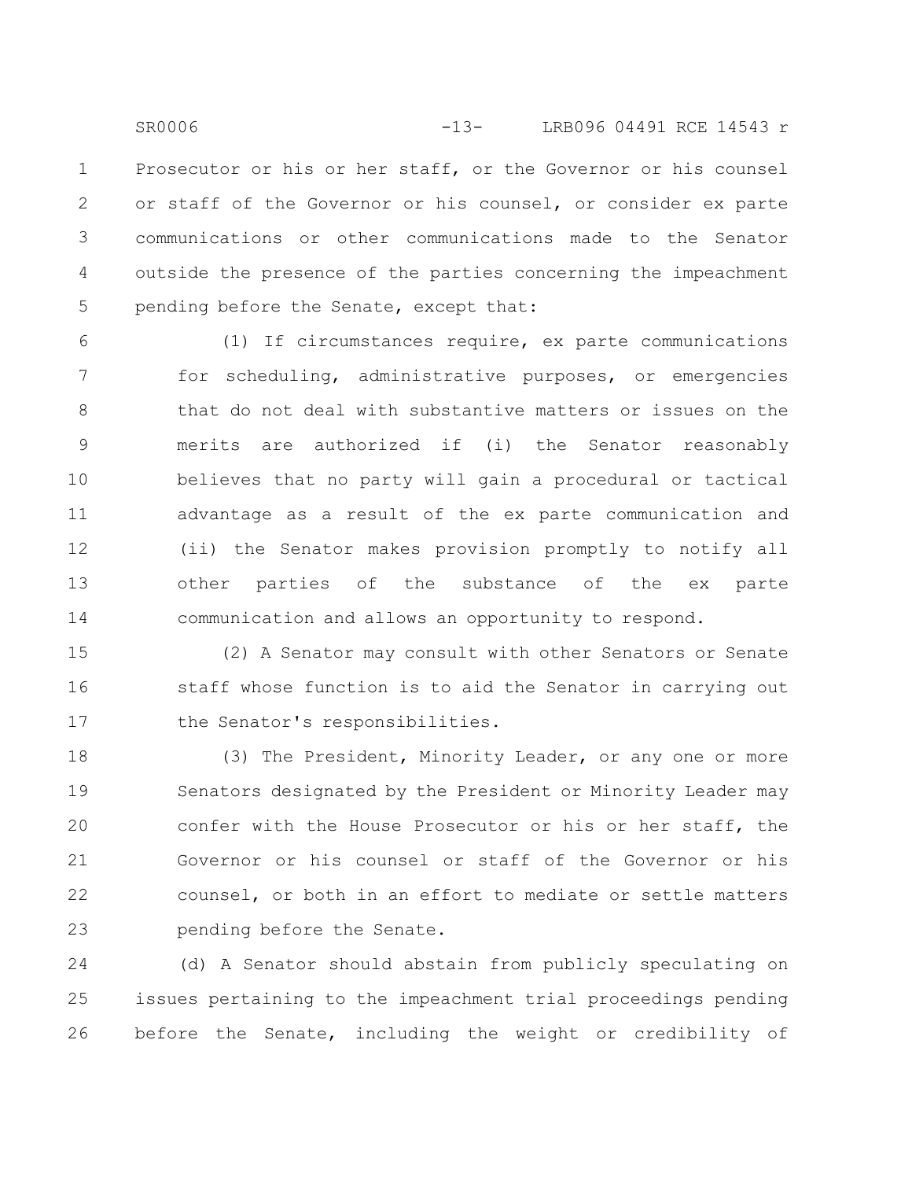Prosecutor or his or her staff, or the Governor or his counsel or staff of the Governor or his counsel, or consider ex parte communications or other communications made to the Senator outside the presence of the parties concerning the impeachment pending before the Senate, except that:

(1) If circumstances require, ex parte communications for scheduling, administrative purposes, or emergencies that do not deal with substantive matters or issues on the merits are authorized if (i) the Senator reasonably believes that no party will gain a procedural or tactical advantage as a result of the ex parte communication and (ii) the Senator makes provision promptly to notify all other parties of the substance of the ex parte communication and allows an opportunity to respond.

(2) A Senator may consult with other Senators or Senate staff whose function is to aid the Senator in carrying out the Senator's responsibilities.

(3) The President, Minority Leader, or any one or more Senators designated by the President or Minority Leader may confer with the House Prosecutor or his or her staff, the Governor or his counsel or staff of the Governor or his counsel, or both in an effort to mediate or settle matters pending before the Senate.

(d) A Senator should abstain from publicly speculating on issues pertaining to the impeachment trial proceedings pending before the Senate, including the weight or credibility of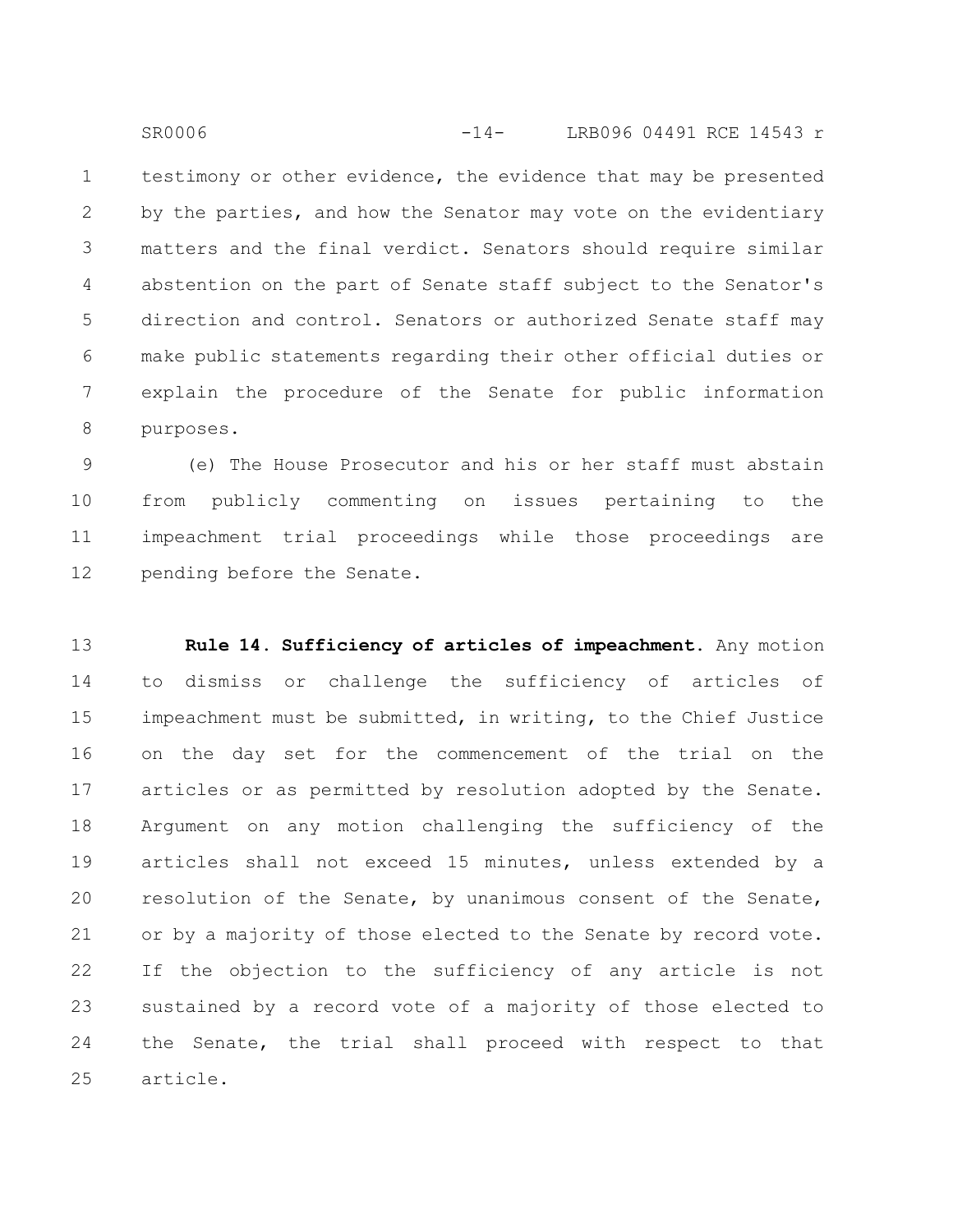testimony or other evidence, the evidence that may be presented by the parties, and how the Senator may vote on the evidentiary matters and the final verdict. Senators should require similar abstention on the part of Senate staff subject to the Senator's direction and control. Senators or authorized Senate staff may make public statements regarding their other official duties or explain the procedure of the Senate for public information purposes.

(e) The House Prosecutor and his or her staff must abstain from publicly commenting on issues pertaining to the impeachment trial proceedings while those proceedings are pending before the Senate.

**Rule 14. Sufficiency of articles of impeachment.** Any motion to dismiss or challenge the sufficiency of articles of impeachment must be submitted, in writing, to the Chief Justice on the day set for the commencement of the trial on the articles or as permitted by resolution adopted by the Senate. Argument on any motion challenging the sufficiency of the articles shall not exceed 15 minutes, unless extended by a resolution of the Senate, by unanimous consent of the Senate, or by a majority of those elected to the Senate by record vote. If the objection to the sufficiency of any article is not sustained by a record vote of a majority of those elected to the Senate, the trial shall proceed with respect to that article.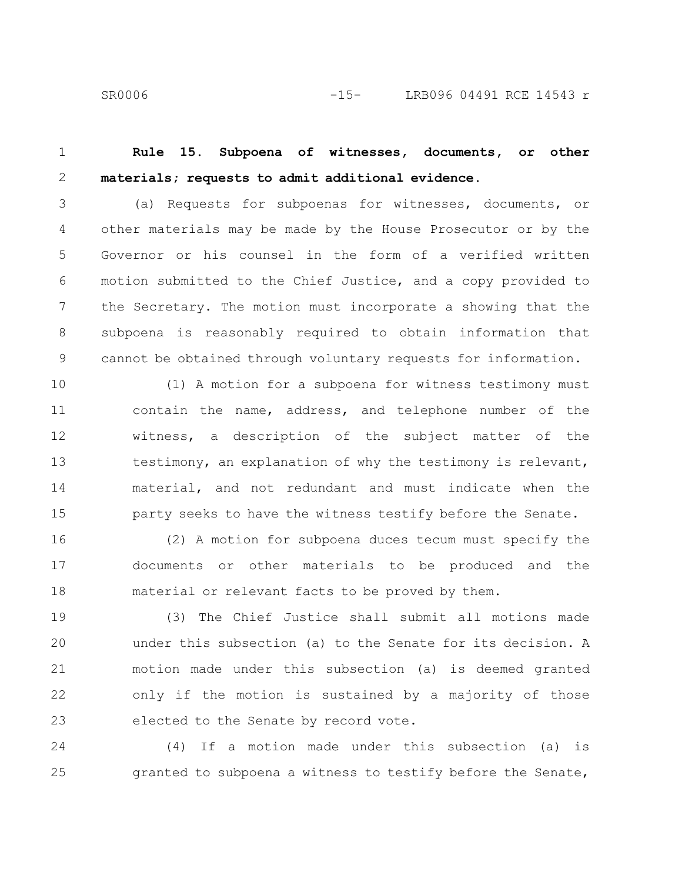**Rule 15. Subpoena of witnesses, documents, or other materials; requests to admit additional evidence.**

(a) Requests for subpoenas for witnesses, documents, or other materials may be made by the House Prosecutor or by the Governor or his counsel in the form of a verified written motion submitted to the Chief Justice, and a copy provided to the Secretary. The motion must incorporate a showing that the subpoena is reasonably required to obtain information that cannot be obtained through voluntary requests for information.

(1) A motion for a subpoena for witness testimony must contain the name, address, and telephone number of the witness, a description of the subject matter of the testimony, an explanation of why the testimony is relevant, material, and not redundant and must indicate when the party seeks to have the witness testify before the Senate.

(2) A motion for subpoena duces tecum must specify the documents or other materials to be produced and the material or relevant facts to be proved by them.

(3) The Chief Justice shall submit all motions made under this subsection (a) to the Senate for its decision. A motion made under this subsection (a) is deemed granted only if the motion is sustained by a majority of those elected to the Senate by record vote.

(4) If a motion made under this subsection (a) is granted to subpoena a witness to testify before the Senate,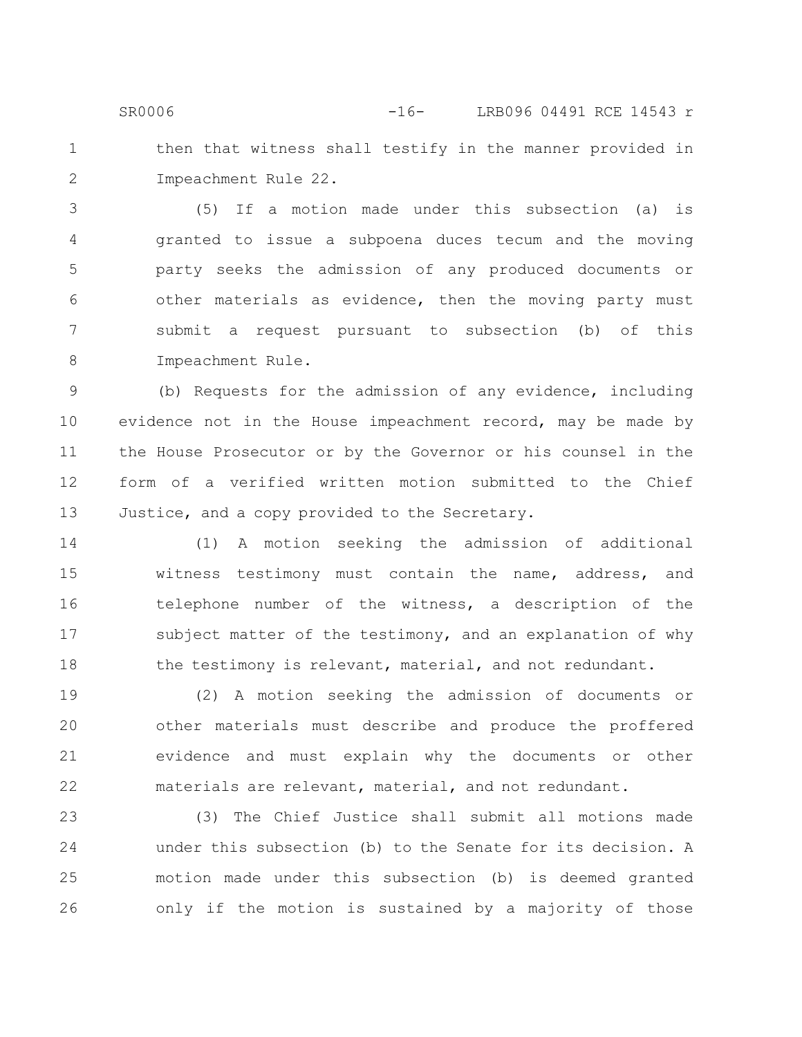then that witness shall testify in the manner provided in Impeachment Rule 22.

(5) If a motion made under this subsection (a) is granted to issue a subpoena duces tecum and the moving party seeks the admission of any produced documents or other materials as evidence, then the moving party must submit a request pursuant to subsection (b) of this Impeachment Rule.

(b) Requests for the admission of any evidence, including evidence not in the House impeachment record, may be made by the House Prosecutor or by the Governor or his counsel in the form of a verified written motion submitted to the Chief Justice, and a copy provided to the Secretary.

(1) A motion seeking the admission of additional witness testimony must contain the name, address, and telephone number of the witness, a description of the subject matter of the testimony, and an explanation of why the testimony is relevant, material, and not redundant.

(2) A motion seeking the admission of documents or other materials must describe and produce the proffered evidence and must explain why the documents or other materials are relevant, material, and not redundant.

(3) The Chief Justice shall submit all motions made under this subsection (b) to the Senate for its decision. A motion made under this subsection (b) is deemed granted only if the motion is sustained by a majority of those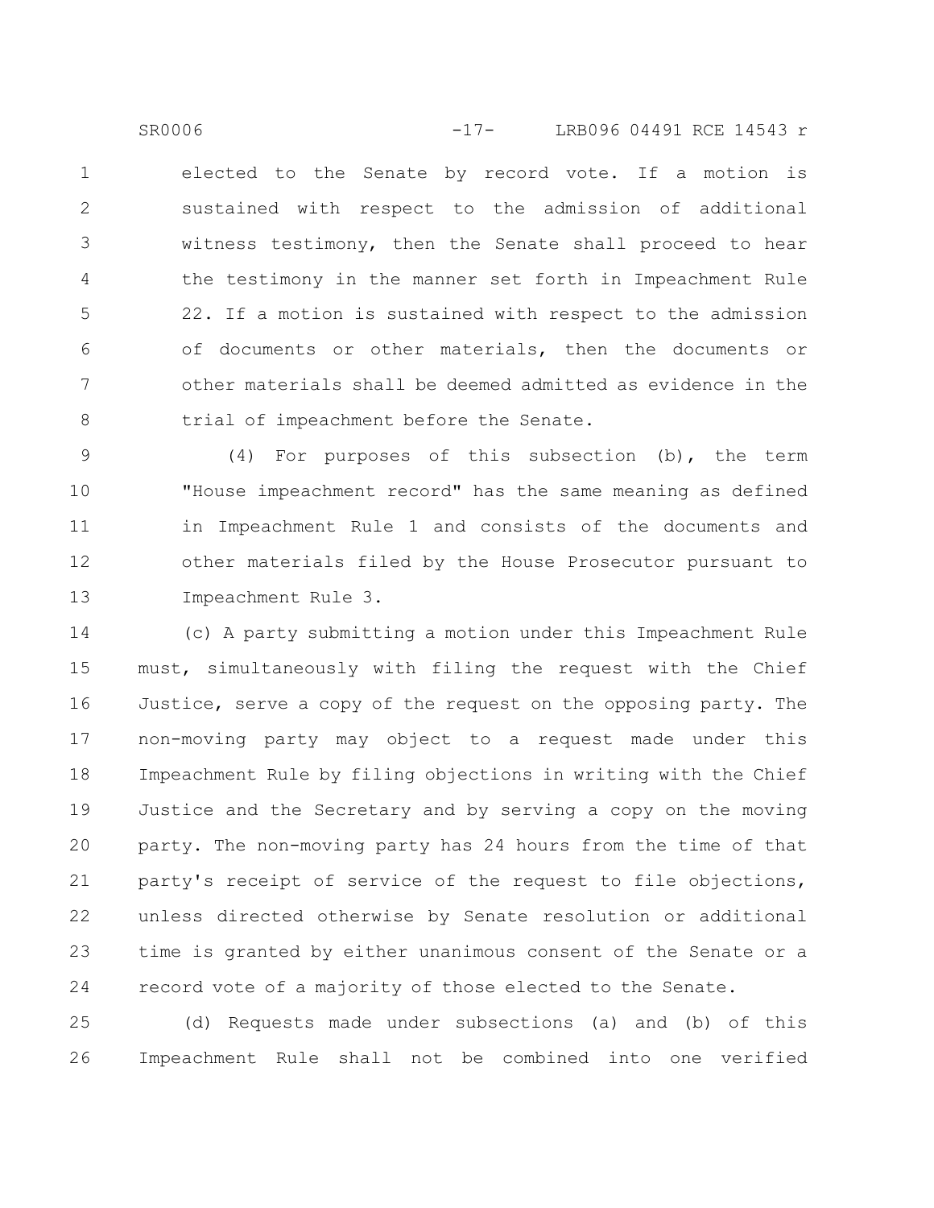elected to the Senate by record vote. If a motion is sustained with respect to the admission of additional witness testimony, then the Senate shall proceed to hear the testimony in the manner set forth in Impeachment Rule 22. If a motion is sustained with respect to the admission of documents or other materials, then the documents or other materials shall be deemed admitted as evidence in the trial of impeachment before the Senate.

(4) For purposes of this subsection (b), the term "House impeachment record" has the same meaning as defined in Impeachment Rule 1 and consists of the documents and other materials filed by the House Prosecutor pursuant to Impeachment Rule 3.

(c) A party submitting a motion under this Impeachment Rule must, simultaneously with filing the request with the Chief Justice, serve a copy of the request on the opposing party. The non-moving party may object to a request made under this Impeachment Rule by filing objections in writing with the Chief Justice and the Secretary and by serving a copy on the moving party. The non-moving party has 24 hours from the time of that party's receipt of service of the request to file objections, unless directed otherwise by Senate resolution or additional time is granted by either unanimous consent of the Senate or a record vote of a majority of those elected to the Senate.

(d) Requests made under subsections (a) and (b) of this Impeachment Rule shall not be combined into one verified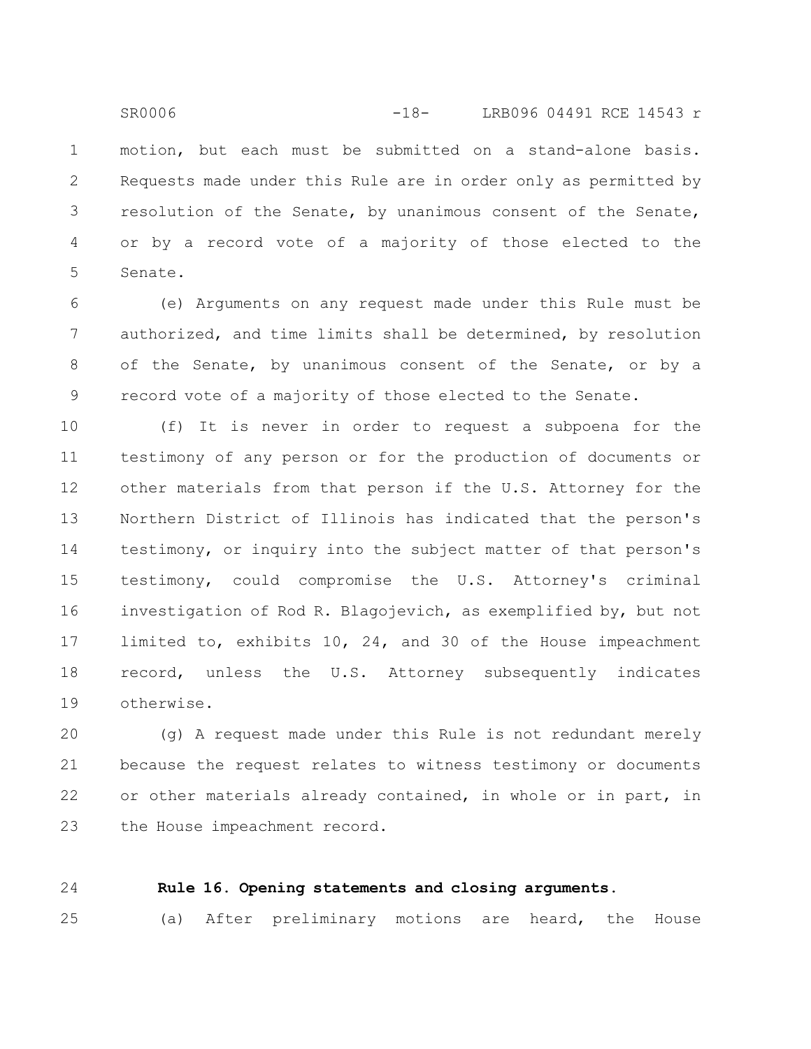motion, but each must be submitted on a stand-alone basis. Requests made under this Rule are in order only as permitted by resolution of the Senate, by unanimous consent of the Senate, or by a record vote of a majority of those elected to the Senate.

(e) Arguments on any request made under this Rule must be authorized, and time limits shall be determined, by resolution of the Senate, by unanimous consent of the Senate, or by a record vote of a majority of those elected to the Senate.

(f) It is never in order to request a subpoena for the testimony of any person or for the production of documents or other materials from that person if the U.S. Attorney for the Northern District of Illinois has indicated that the person's testimony, or inquiry into the subject matter of that person's testimony, could compromise the U.S. Attorney's criminal investigation of Rod R. Blagojevich, as exemplified by, but not limited to, exhibits 10, 24, and 30 of the House impeachment record, unless the U.S. Attorney subsequently indicates otherwise.

(g) A request made under this Rule is not redundant merely because the request relates to witness testimony or documents or other materials already contained, in whole or in part, in the House impeachment record.

**Rule 16. Opening statements and closing arguments.**

(a) After preliminary motions are heard, the House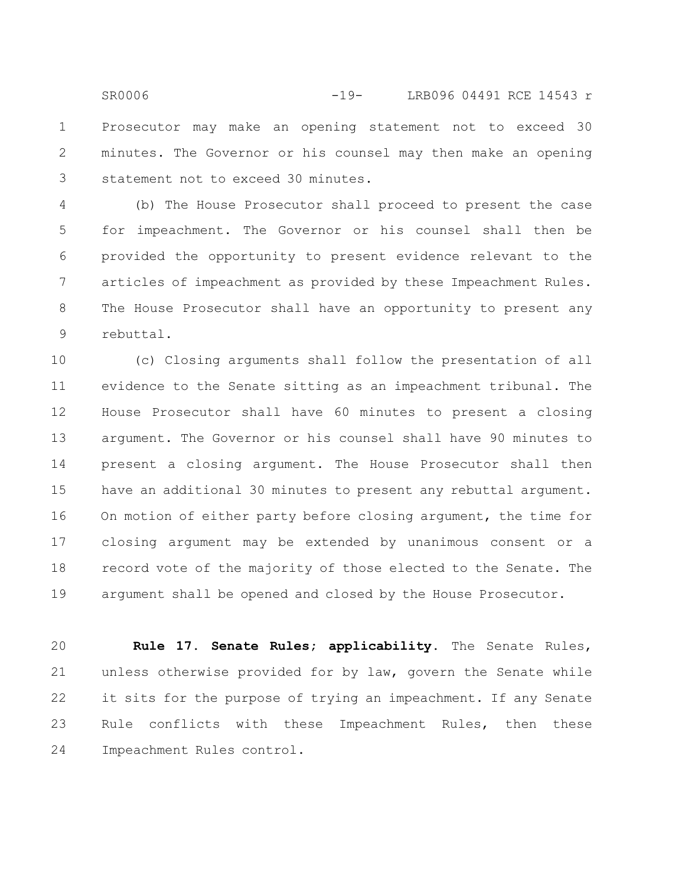Prosecutor may make an opening statement not to exceed 30 minutes. The Governor or his counsel may then make an opening statement not to exceed 30 minutes.

(b) The House Prosecutor shall proceed to present the case for impeachment. The Governor or his counsel shall then be provided the opportunity to present evidence relevant to the articles of impeachment as provided by these Impeachment Rules. The House Prosecutor shall have an opportunity to present any rebuttal.

(c) Closing arguments shall follow the presentation of all evidence to the Senate sitting as an impeachment tribunal. The House Prosecutor shall have 60 minutes to present a closing argument. The Governor or his counsel shall have 90 minutes to present a closing argument. The House Prosecutor shall then have an additional 30 minutes to present any rebuttal argument. On motion of either party before closing argument, the time for closing argument may be extended by unanimous consent or a record vote of the majority of those elected to the Senate. The argument shall be opened and closed by the House Prosecutor.

**Rule 17. Senate Rules; applicability.** The Senate Rules, unless otherwise provided for by law, govern the Senate while it sits for the purpose of trying an impeachment. If any Senate Rule conflicts with these Impeachment Rules, then these Impeachment Rules control.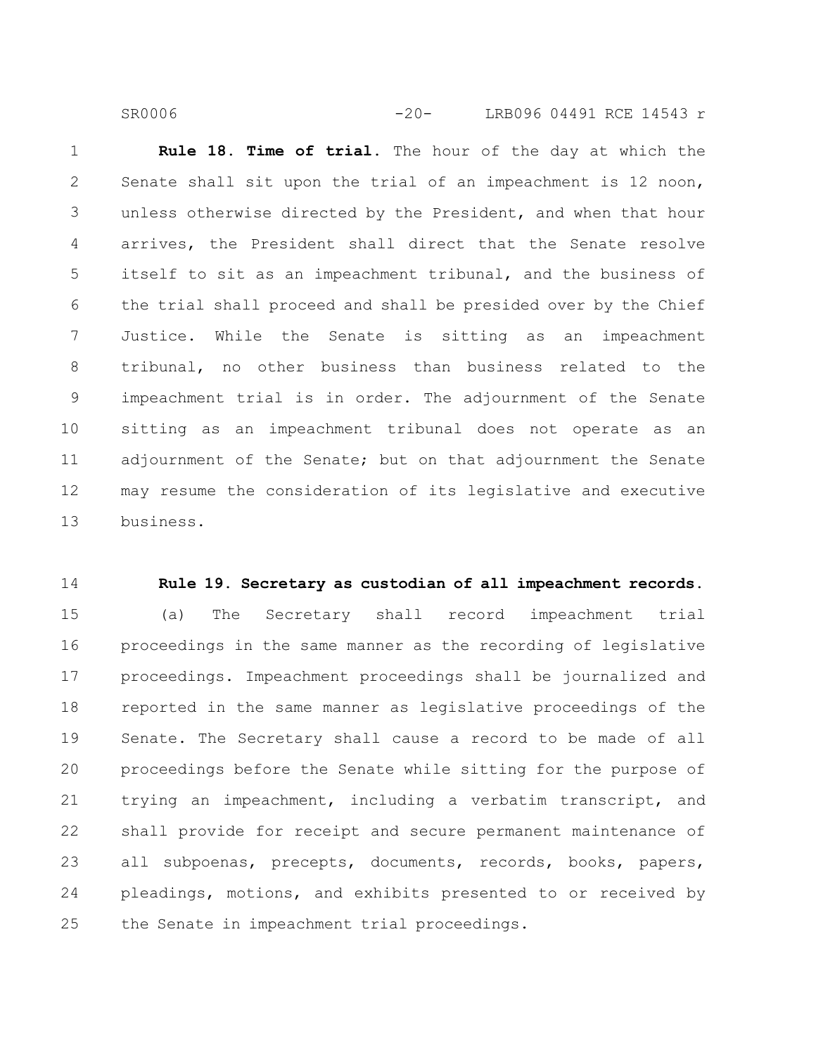**Rule 18. Time of trial.** The hour of the day at which the Senate shall sit upon the trial of an impeachment is 12 noon, unless otherwise directed by the President, and when that hour arrives, the President shall direct that the Senate resolve itself to sit as an impeachment tribunal, and the business of the trial shall proceed and shall be presided over by the Chief Justice. While the Senate is sitting as an impeachment tribunal, no other business than business related to the impeachment trial is in order. The adjournment of the Senate sitting as an impeachment tribunal does not operate as an adjournment of the Senate; but on that adjournment the Senate may resume the consideration of its legislative and executive business.

**Rule 19. Secretary as custodian of all impeachment records.**

(a) The Secretary shall record impeachment trial proceedings in the same manner as the recording of legislative proceedings. Impeachment proceedings shall be journalized and reported in the same manner as legislative proceedings of the Senate. The Secretary shall cause a record to be made of all proceedings before the Senate while sitting for the purpose of trying an impeachment, including a verbatim transcript, and shall provide for receipt and secure permanent maintenance of all subpoenas, precepts, documents, records, books, papers, pleadings, motions, and exhibits presented to or received by the Senate in impeachment trial proceedings.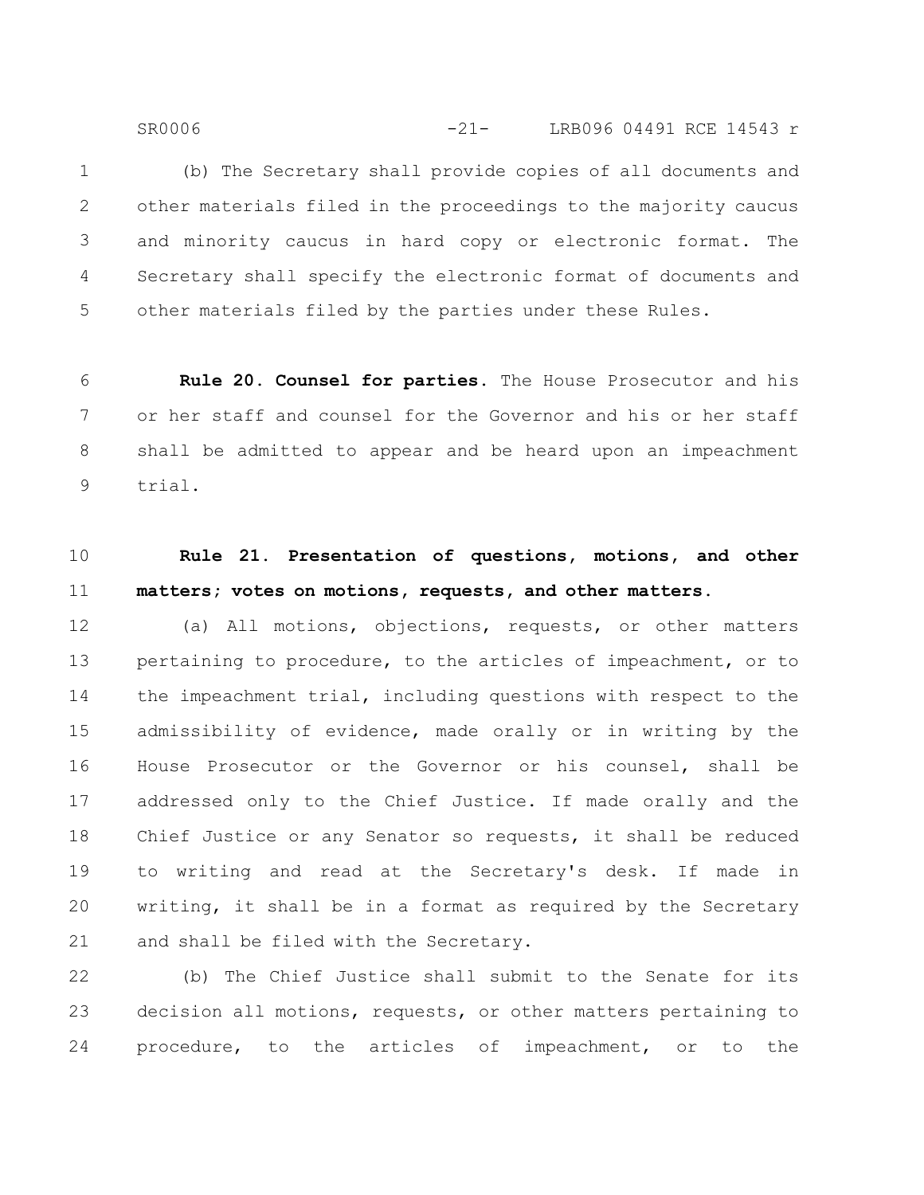(b) The Secretary shall provide copies of all documents and other materials filed in the proceedings to the majority caucus and minority caucus in hard copy or electronic format. The Secretary shall specify the electronic format of documents and other materials filed by the parties under these Rules.

**Rule 20. Counsel for parties.** The House Prosecutor and his or her staff and counsel for the Governor and his or her staff shall be admitted to appear and be heard upon an impeachment trial.

**Rule 21. Presentation of questions, motions, and other matters; votes on motions, requests, and other matters.**

(a) All motions, objections, requests, or other matters pertaining to procedure, to the articles of impeachment, or to the impeachment trial, including questions with respect to the admissibility of evidence, made orally or in writing by the House Prosecutor or the Governor or his counsel, shall be addressed only to the Chief Justice. If made orally and the Chief Justice or any Senator so requests, it shall be reduced to writing and read at the Secretary's desk. If made in writing, it shall be in a format as required by the Secretary and shall be filed with the Secretary.

(b) The Chief Justice shall submit to the Senate for its decision all motions, requests, or other matters pertaining to procedure, to the articles of impeachment, or to the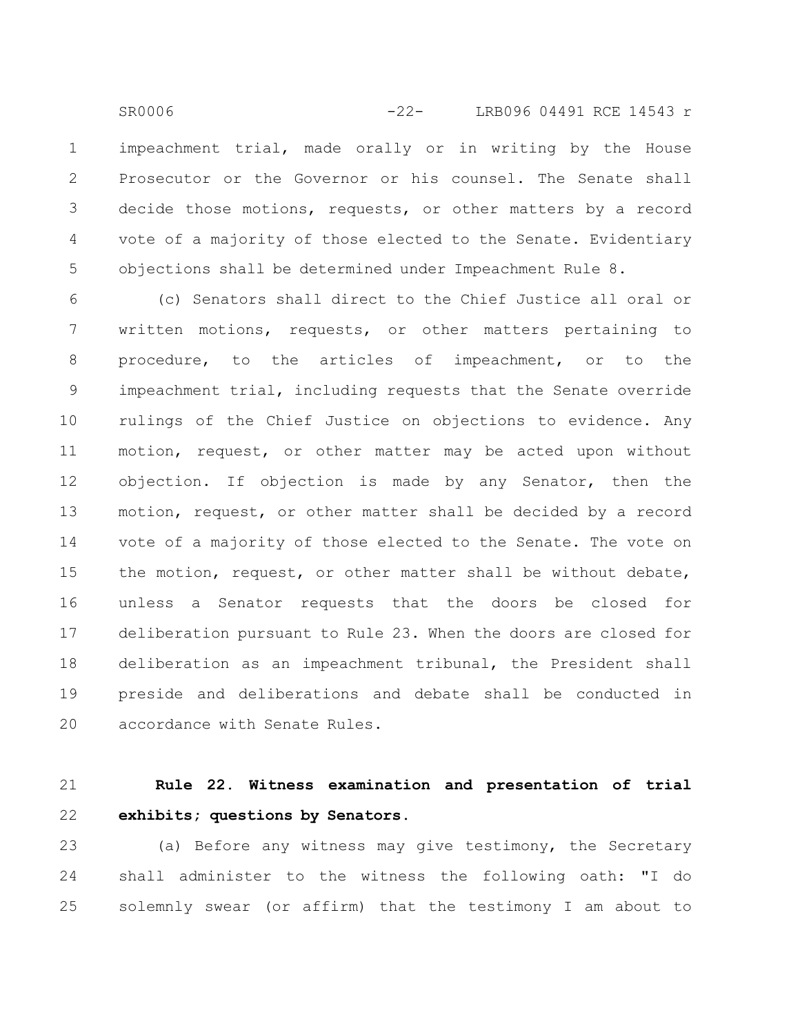impeachment trial, made orally or in writing by the House Prosecutor or the Governor or his counsel. The Senate shall decide those motions, requests, or other matters by a record vote of a majority of those elected to the Senate. Evidentiary objections shall be determined under Impeachment Rule 8.

(c) Senators shall direct to the Chief Justice all oral or written motions, requests, or other matters pertaining to procedure, to the articles of impeachment, or to the impeachment trial, including requests that the Senate override rulings of the Chief Justice on objections to evidence. Any motion, request, or other matter may be acted upon without objection. If objection is made by any Senator, then the motion, request, or other matter shall be decided by a record vote of a majority of those elected to the Senate. The vote on the motion, request, or other matter shall be without debate, unless a Senator requests that the doors be closed for deliberation pursuant to Rule 23. When the doors are closed for deliberation as an impeachment tribunal, the President shall preside and deliberations and debate shall be conducted in accordance with Senate Rules.

**Rule 22. Witness examination and presentation of trial exhibits; questions by Senators.**

(a) Before any witness may give testimony, the Secretary shall administer to the witness the following oath: "I do solemnly swear (or affirm) that the testimony I am about to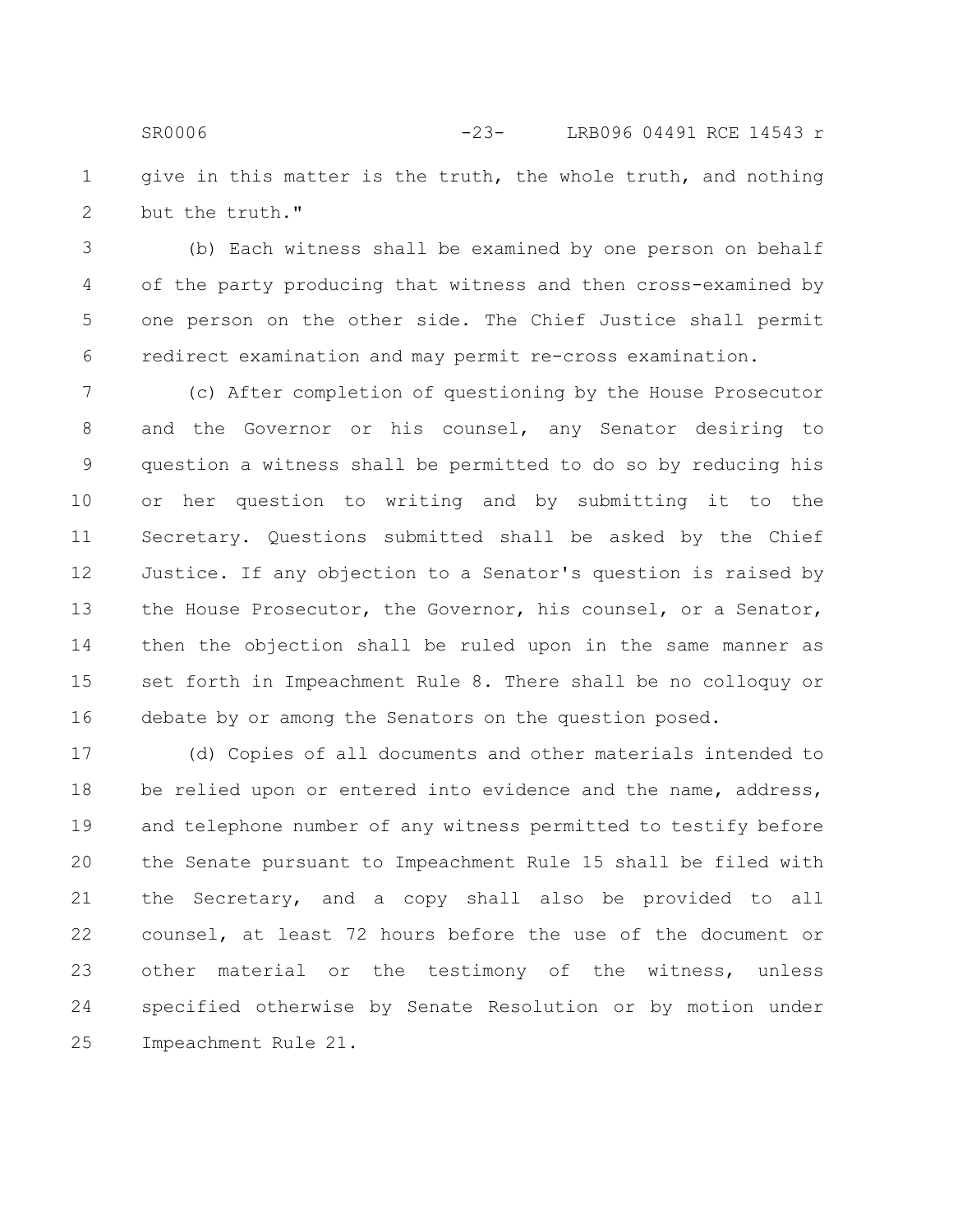give in this matter is the truth, the whole truth, and nothing but the truth."

(b) Each witness shall be examined by one person on behalf of the party producing that witness and then cross-examined by one person on the other side. The Chief Justice shall permit redirect examination and may permit re-cross examination.

(c) After completion of questioning by the House Prosecutor and the Governor or his counsel, any Senator desiring to question a witness shall be permitted to do so by reducing his or her question to writing and by submitting it to the Secretary. Questions submitted shall be asked by the Chief Justice. If any objection to a Senator's question is raised by the House Prosecutor, the Governor, his counsel, or a Senator, then the objection shall be ruled upon in the same manner as set forth in Impeachment Rule 8. There shall be no colloquy or debate by or among the Senators on the question posed.

(d) Copies of all documents and other materials intended to be relied upon or entered into evidence and the name, address, and telephone number of any witness permitted to testify before the Senate pursuant to Impeachment Rule 15 shall be filed with the Secretary, and a copy shall also be provided to all counsel, at least 72 hours before the use of the document or other material or the testimony of the witness, unless specified otherwise by Senate Resolution or by motion under Impeachment Rule 21.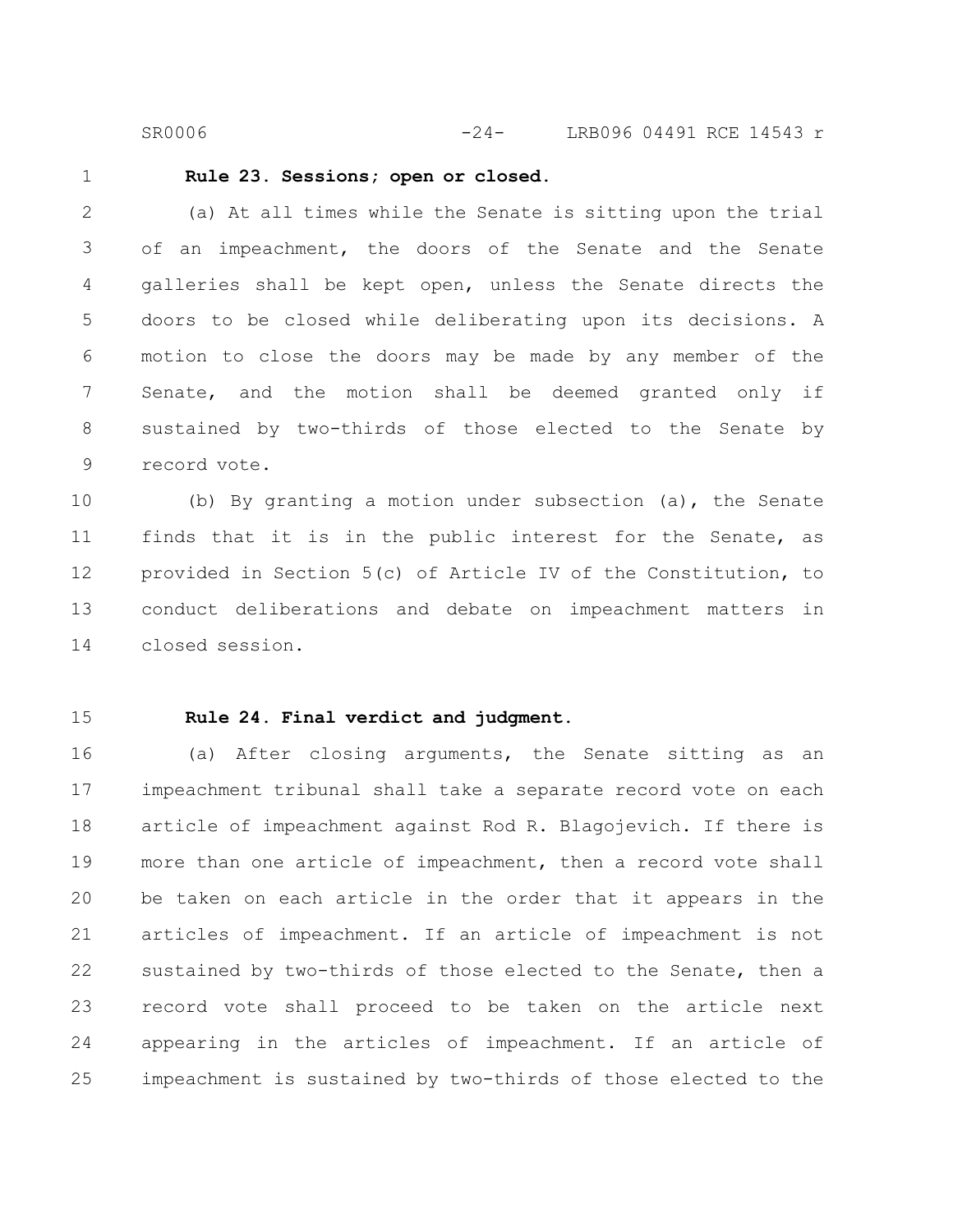**Rule 23. Sessions; open or closed.**

(a) At all times while the Senate is sitting upon the trial of an impeachment, the doors of the Senate and the Senate galleries shall be kept open, unless the Senate directs the doors to be closed while deliberating upon its decisions. A motion to close the doors may be made by any member of the Senate, and the motion shall be deemed granted only if sustained by two-thirds of those elected to the Senate by record vote.

(b) By granting a motion under subsection (a), the Senate finds that it is in the public interest for the Senate, as provided in Section 5(c) of Article IV of the Constitution, to conduct deliberations and debate on impeachment matters in closed session.

**Rule 24. Final verdict and judgment.**

(a) After closing arguments, the Senate sitting as an impeachment tribunal shall take a separate record vote on each article of impeachment against Rod R. Blagojevich. If there is more than one article of impeachment, then a record vote shall be taken on each article in the order that it appears in the articles of impeachment. If an article of impeachment is not sustained by two-thirds of those elected to the Senate, then a record vote shall proceed to be taken on the article next appearing in the articles of impeachment. If an article of impeachment is sustained by two-thirds of those elected to the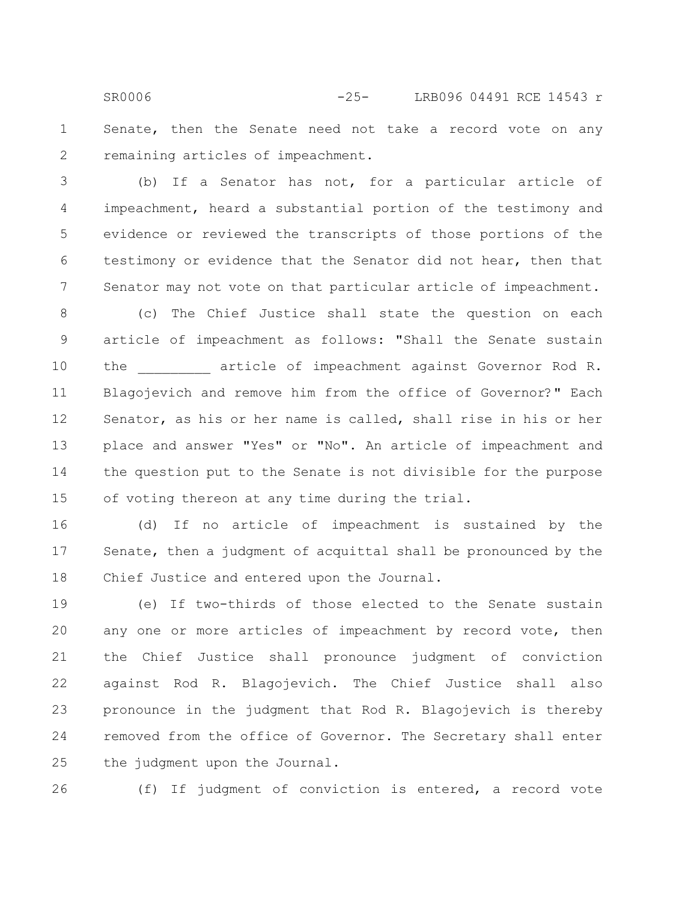Senate, then the Senate need not take a record vote on any remaining articles of impeachment.

(b) If a Senator has not, for a particular article of impeachment, heard a substantial portion of the testimony and evidence or reviewed the transcripts of those portions of the testimony or evidence that the Senator did not hear, then that Senator may not vote on that particular article of impeachment.

(c) The Chief Justice shall state the question on each article of impeachment as follows: "Shall the Senate sustain the _________ article of impeachment against Governor Rod R. Blagojevich and remove him from the office of Governor?" Each Senator, as his or her name is called, shall rise in his or her place and answer "Yes" or "No". An article of impeachment and the question put to the Senate is not divisible for the purpose of voting thereon at any time during the trial.

(d) If no article of impeachment is sustained by the Senate, then a judgment of acquittal shall be pronounced by the Chief Justice and entered upon the Journal.

(e) If two-thirds of those elected to the Senate sustain any one or more articles of impeachment by record vote, then the Chief Justice shall pronounce judgment of conviction against Rod R. Blagojevich. The Chief Justice shall also pronounce in the judgment that Rod R. Blagojevich is thereby removed from the office of Governor. The Secretary shall enter the judgment upon the Journal.

(f) If judgment of conviction is entered, a record vote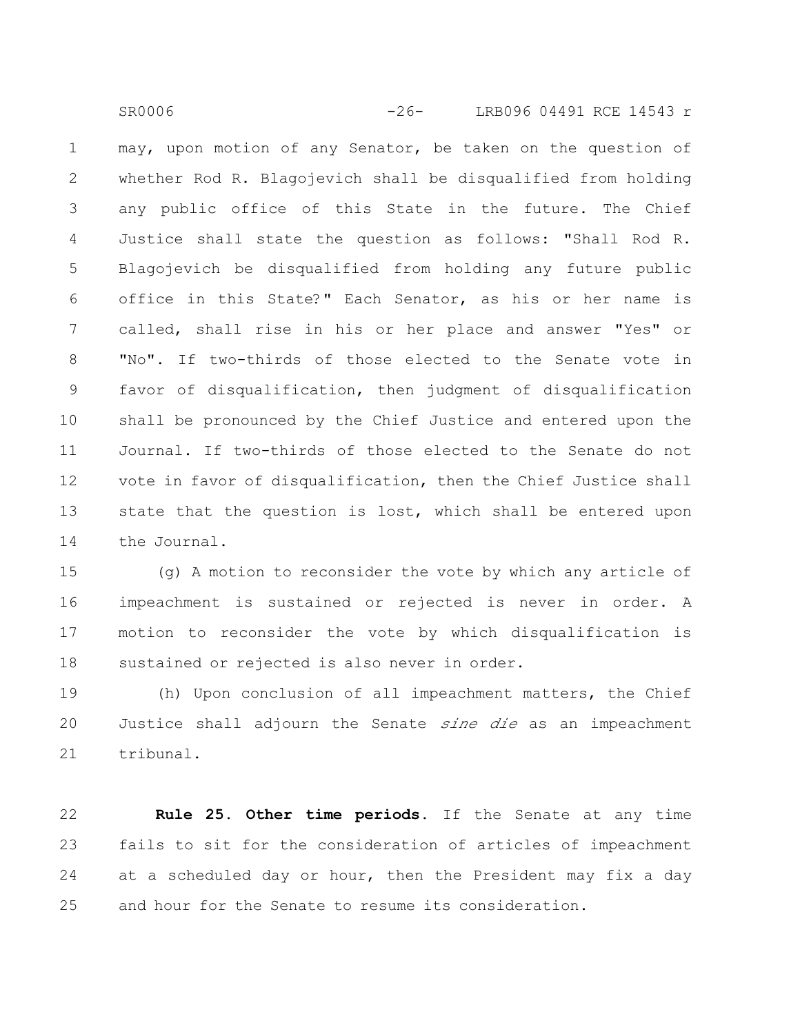may, upon motion of any Senator, be taken on the question of whether Rod R. Blagojevich shall be disqualified from holding any public office of this State in the future. The Chief Justice shall state the question as follows: "Shall Rod R. Blagojevich be disqualified from holding any future public office in this State?" Each Senator, as his or her name is called, shall rise in his or her place and answer "Yes" or "No". If two-thirds of those elected to the Senate vote in favor of disqualification, then judgment of disqualification shall be pronounced by the Chief Justice and entered upon the Journal. If two-thirds of those elected to the Senate do not vote in favor of disqualification, then the Chief Justice shall state that the question is lost, which shall be entered upon the Journal.

(g) A motion to reconsider the vote by which any article of impeachment is sustained or rejected is never in order. A motion to reconsider the vote by which disqualification is sustained or rejected is also never in order.

(h) Upon conclusion of all impeachment matters, the Chief Justice shall adjourn the Senate *sine die* as an impeachment tribunal.

**Rule 25. Other time periods.** If the Senate at any time fails to sit for the consideration of articles of impeachment at a scheduled day or hour, then the President may fix a day and hour for the Senate to resume its consideration.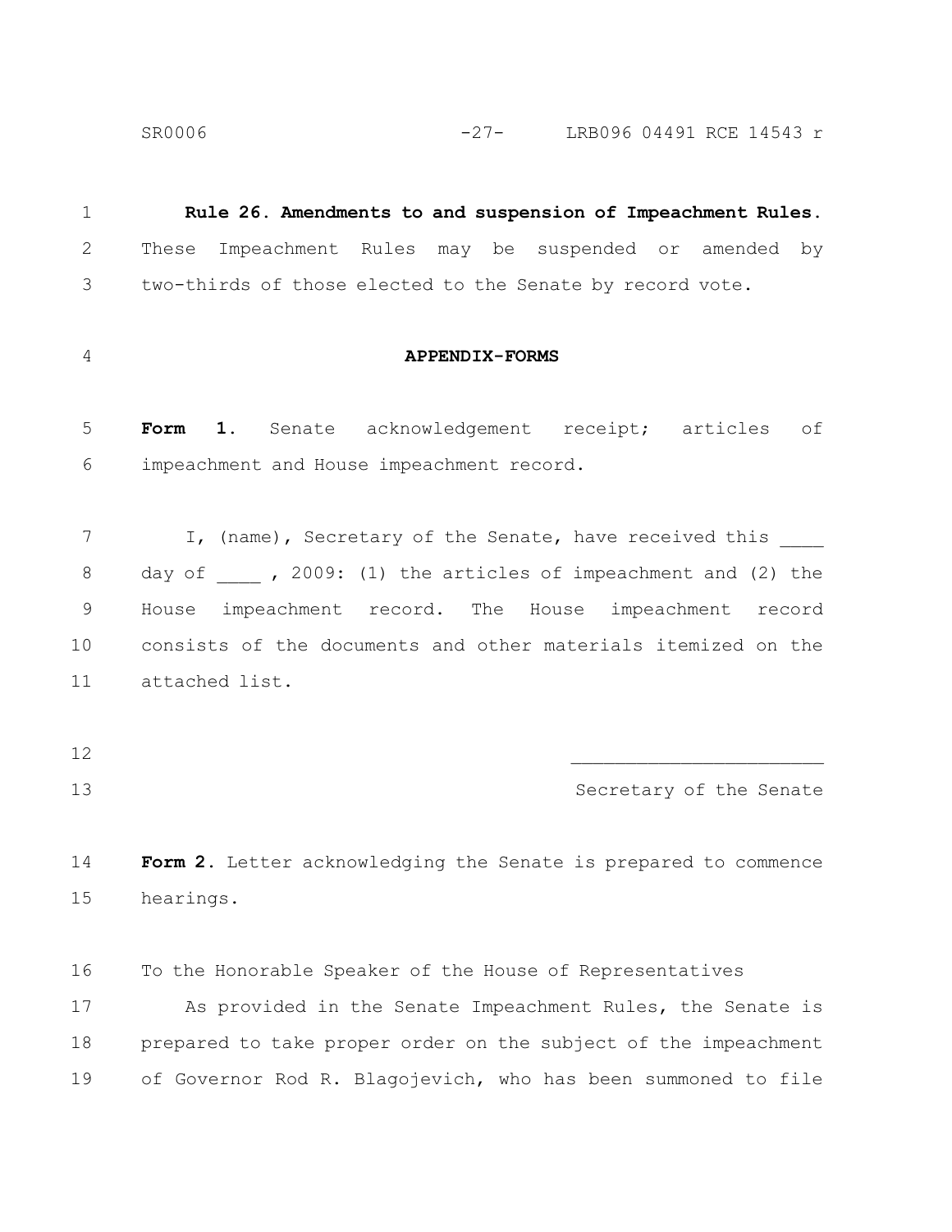**Rule 26. Amendments to and suspension of Impeachment Rules.** These Impeachment Rules may be suspended or amended by two-thirds of those elected to the Senate by record vote.

**APPENDIX-FORMS**

**Form 1.** Senate acknowledgement receipt; articles of impeachment and House impeachment record.

I, (name), Secretary of the Senate, have received this ____ day of ____ , 2009: (1) the articles of impeachment and (2) the House impeachment record. The House impeachment record consists of the documents and other materials itemized on the attached list.

______________________

Secretary of the Senate

**Form 2.** Letter acknowledging the Senate is prepared to commence hearings.

To the Honorable Speaker of the House of Representatives

As provided in the Senate Impeachment Rules, the Senate is prepared to take proper order on the subject of the impeachment of Governor Rod R. Blagojevich, who has been summoned to file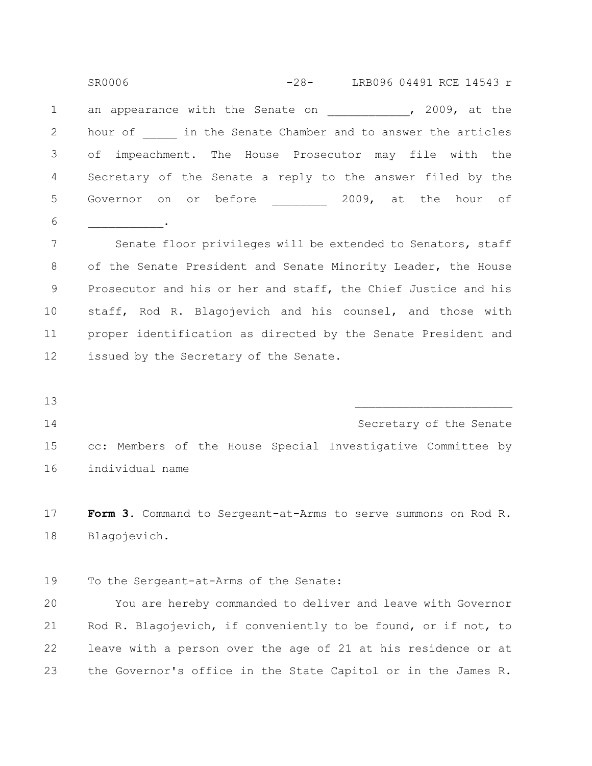an appearance with the Senate on ____________, 2009, at the hour of _____ in the Senate Chamber and to answer the articles of impeachment. The House Prosecutor may file with the Secretary of the Senate a reply to the answer filed by the Governor on or before ________ 2009, at the hour of ___________.

Senate floor privileges will be extended to Senators, staff of the Senate President and Senate Minority Leader, the House Prosecutor and his or her and staff, the Chief Justice and his staff, Rod R. Blagojevich and his counsel, and those with proper identification as directed by the Senate President and issued by the Secretary of the Senate.

______________________

Secretary of the Senate

cc: Members of the House Special Investigative Committee by individual name

**Form 3**. Command to Sergeant-at-Arms to serve summons on Rod R. Blagojevich.

To the Sergeant-at-Arms of the Senate:

You are hereby commanded to deliver and leave with Governor Rod R. Blagojevich, if conveniently to be found, or if not, to leave with a person over the age of 21 at his residence or at the Governor's office in the State Capitol or in the James R.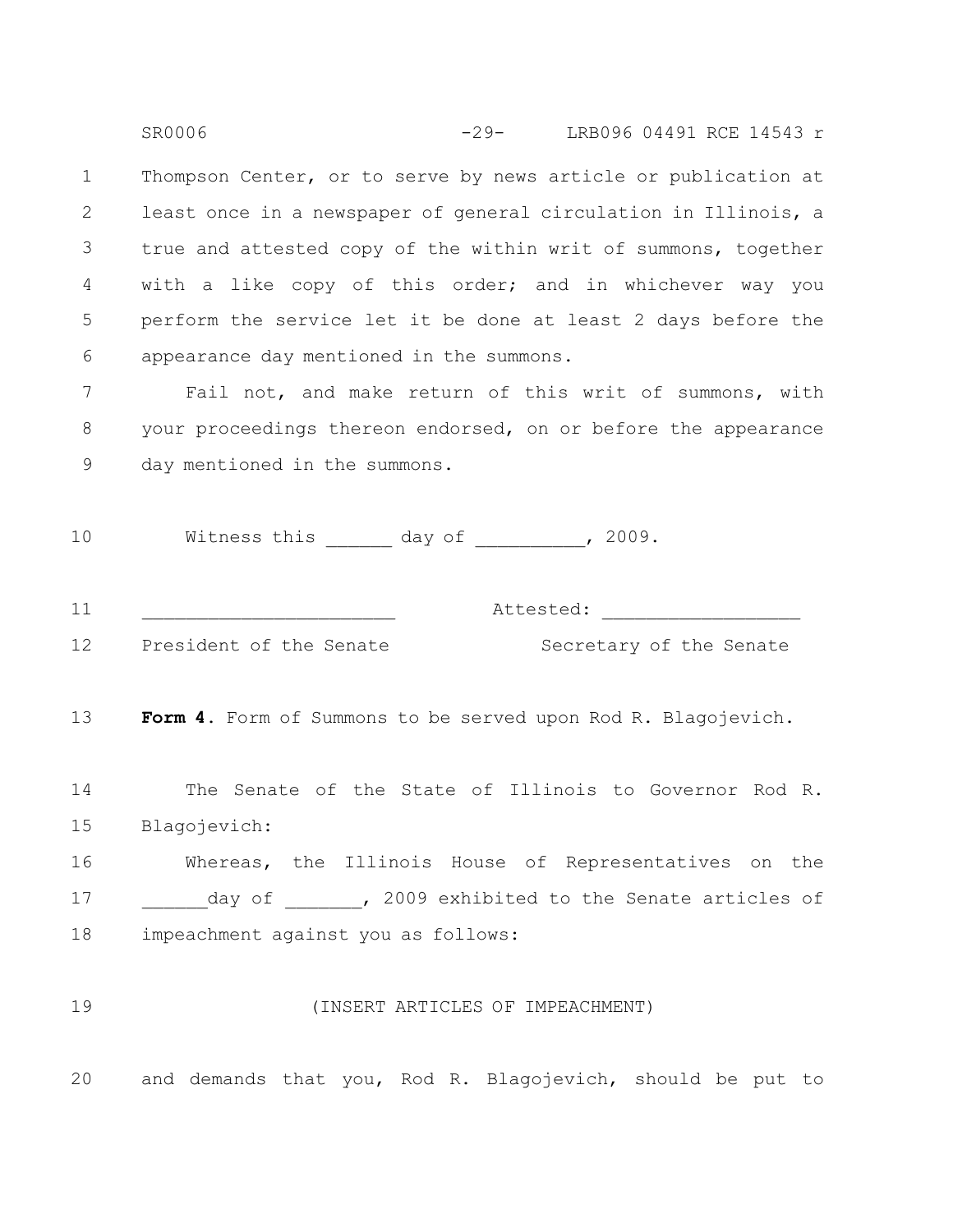Thompson Center, or to serve by news article or publication at least once in a newspaper of general circulation in Illinois, a true and attested copy of the within writ of summons, together with a like copy of this order; and in whichever way you perform the service let it be done at least 2 days before the appearance day mentioned in the summons.

Fail not, and make return of this writ of summons, with your proceedings thereon endorsed, on or before the appearance day mentioned in the summons.

Witness this ______ day of __________, 2009.

______________________ Attested: _________________

President of the Senate Secretary of the Senate

**Form 4**. Form of Summons to be served upon Rod R. Blagojevich.

The Senate of the State of Illinois to Governor Rod R. Blagojevich:

Whereas, the Illinois House of Representatives on the ______day of _______, 2009 exhibited to the Senate articles of impeachment against you as follows:

(INSERT ARTICLES OF IMPEACHMENT)

and demands that you, Rod R. Blagojevich, should be put to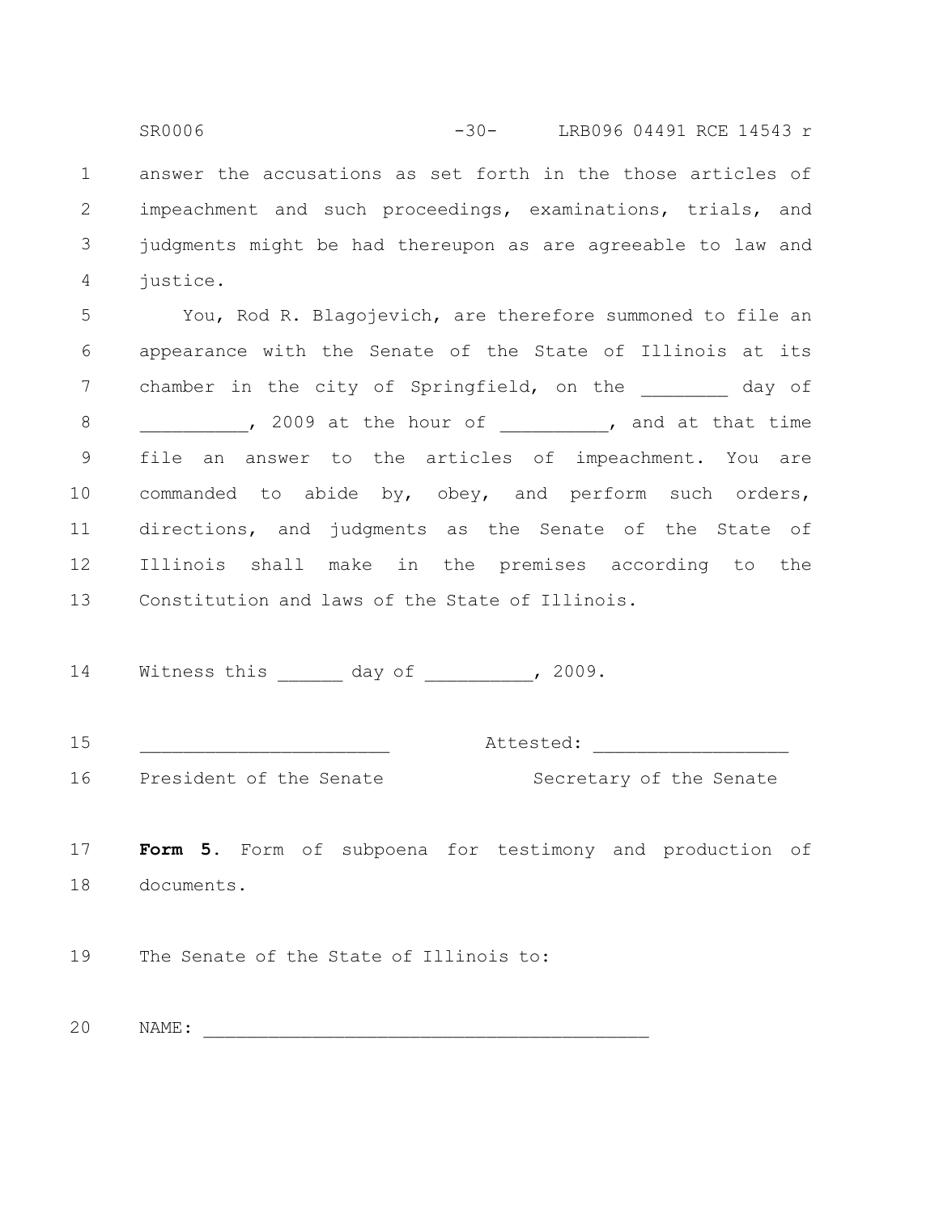answer the accusations as set forth in the those articles of impeachment and such proceedings, examinations, trials, and judgments might be had thereupon as are agreeable to law and justice.

You, Rod R. Blagojevich, are therefore summoned to file an appearance with the Senate of the State of Illinois at its chamber in the city of Springfield, on the ________ day of __________, 2009 at the hour of __________, and at that time file an answer to the articles of impeachment. You are commanded to abide by, obey, and perform such orders, directions, and judgments as the Senate of the State of Illinois shall make in the premises according to the Constitution and laws of the State of Illinois.

Witness this ______ day of __________, 2009.

______________________ Attested: _________________

President of the Senate Secretary of the Senate

**Form 5.** Form of subpoena for testimony and production of documents.

The Senate of the State of Illinois to:

NAME: _________________________________________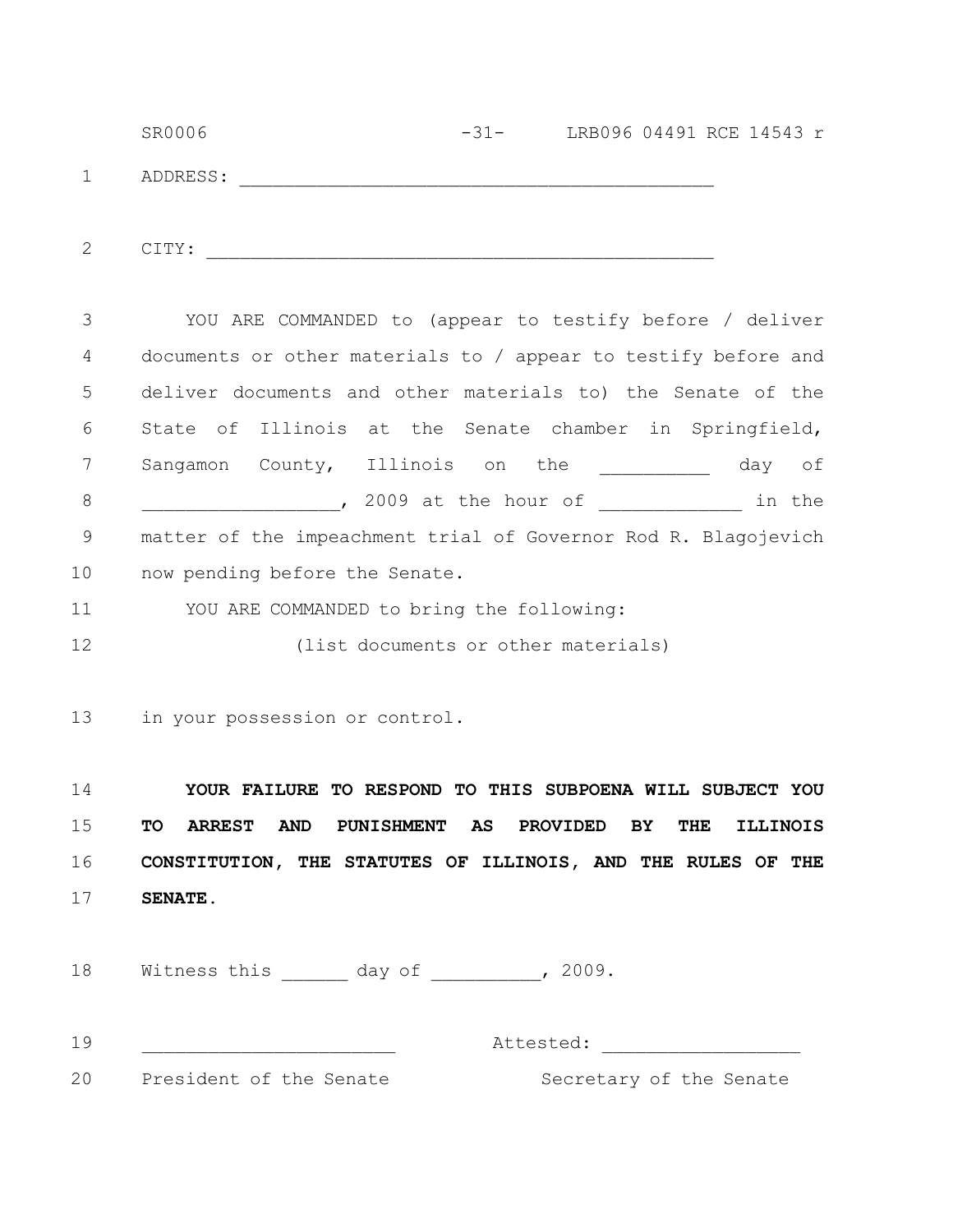ADDRESS: ____________________________________________

CITY: _______________________________________________

YOU ARE COMMANDED to (appear to testify before / deliver documents or other materials to / appear to testify before and deliver documents and other materials to) the Senate of the State of Illinois at the Senate chamber in Springfield, Sangamon County, Illinois on the __________ day of __________________, 2009 at the hour of _____________ in the matter of the impeachment trial of Governor Rod R. Blagojevich now pending before the Senate.

YOU ARE COMMANDED to bring the following:

(list documents or other materials)

in your possession or control.

**YOUR FAILURE TO RESPOND TO THIS SUBPOENA WILL SUBJECT YOU TO ARREST AND PUNISHMENT AS PROVIDED BY THE ILLINOIS CONSTITUTION, THE STATUTES OF ILLINOIS, AND THE RULES OF THE SENATE.**

Witness this ______ day of __________, 2009.

_______________________ Attested: __________________

President of the Senate Secretary of the Senate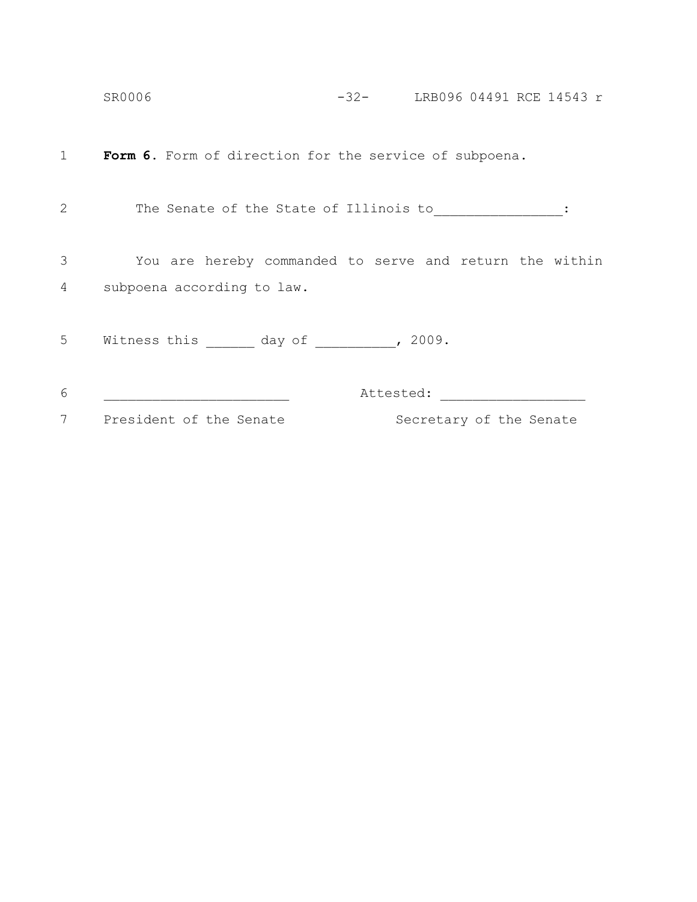**Form 6**. Form of direction for the service of subpoena.

The Senate of the State of Illinois to________________:

You are hereby commanded to serve and return the within subpoena according to law.

Witness this ______ day of __________, 2009.

_______________________ Attested: __________________

President of the Senate Secretary of the Senate